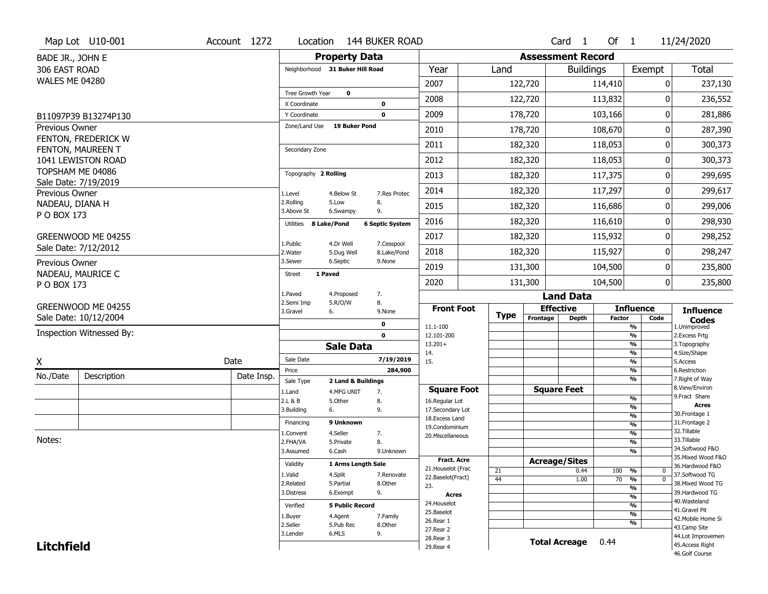Map Lot U10-001 | Account 1272 | Location 144 BUKER ROAD | Card 1 Of 1 | 11/24/2020

BADE JR., JOHN E
306 EAST ROAD
WALES ME 04280

B11097P39 B13274P130

Previous Owner
FENTON, FREDERICK W
FENTON, MAUREEN T
1041 LEWISTON ROAD
TOPSHAM ME 04086
Sale Date: 7/19/2019

Previous Owner
NADEAU, DIANA H
P O BOX 173
GREENWOOD ME 04255
Sale Date: 7/12/2012

Previous Owner
NADEAU, MAURICE C
P O BOX 173
GREENWOOD ME 04255
Sale Date: 10/12/2004

Inspection Witnessed By:

X ______ Date ______

| No./Date | Description | Date Insp. |
|---|---|---|
| | | |
| | | |
| | | |

Notes:

## Property Data

Neighborhood **31 Buker Hill Road**

Tree Growth Year **0**
X Coordinate **0**
Y Coordinate **0**
Zone/Land Use **19 Buker Pond**
Secondary Zone

Topography **2 Rolling**
1.Level 2.Rolling 3.Above St 4.Below St 5.Low 6.Swampy 7.Res Protec 8. 9.

Utilities **8 Lake/Pond** **6 Septic System**
1.Public 2.Water 3.Sewer 4.Dr Well 5.Dug Well 6.Septic 7.Cesspool 8.Lake/Pond 9.None

Street **1 Paved**
1.Paved 2.Semi Imp 3.Gravel 4.Proposed 5.R/O/W 6. 7. 8. 9.None

**0**
**0**

## Sale Data

Sale Date **7/19/2019**
Price **284,900**
Sale Type **2 Land & Buildings**
1.Land 2.L & B 3.Building 4.MFG UNIT 5.Other 6. 7. 8. 9.

Financing **9 Unknown**
1.Convent 2.FHA/VA 3.Assumed 4.Seller 5.Private 6.Cash 7. 8. 9.Unknown

Validity **1 Arms Length Sale**
1.Valid 2.Related 3.Distress 4.Split 5.Partial 6.Exempt 7.Renovate 8.Other 9.

Verified **5 Public Record**
1.Buyer 2.Seller 3.Lender 4.Agent 5.Pub Rec 6.MLS 7.Family 8.Other 9.

## Assessment Record

| Year | Land | Buildings | Exempt | Total |
|---|---|---|---|---|
| 2007 | 122,720 | 114,410 | 0 | 237,130 |
| 2008 | 122,720 | 113,832 | 0 | 236,552 |
| 2009 | 178,720 | 103,166 | 0 | 281,886 |
| 2010 | 178,720 | 108,670 | 0 | 287,390 |
| 2011 | 182,320 | 118,053 | 0 | 300,373 |
| 2012 | 182,320 | 118,053 | 0 | 300,373 |
| 2013 | 182,320 | 117,375 | 0 | 299,695 |
| 2014 | 182,320 | 117,297 | 0 | 299,617 |
| 2015 | 182,320 | 116,686 | 0 | 299,006 |
| 2016 | 182,320 | 116,610 | 0 | 298,930 |
| 2017 | 182,320 | 115,932 | 0 | 298,252 |
| 2018 | 182,320 | 115,927 | 0 | 298,247 |
| 2019 | 131,300 | 104,500 | 0 | 235,800 |
| 2020 | 131,300 | 104,500 | 0 | 235,800 |

## Land Data

| Front Foot | Type | Effective Frontage | Effective Depth | Influence Factor | Influence Code |
|---|---|---|---|---|---|
| 11.1-100 | | | | % | |
| 12.101-200 | | | | % | |
| 13.201+ | | | | % | |
| 14. | | | | % | |
| 15. | | | | % | |
| | | | | % | |

| Square Foot | | Square Feet | | |
|---|---|---|---|---|
| 16.Regular Lot | | | % | |
| 17.Secondary Lot | | | % | |
| 18.Excess Land | | | % | |
| 19.Condominium | | | % | |
| 20.Miscellaneous | | | % | |
| | | | % | |
| | | | % | |

| Fract. Acre / Acres | Type | Acreage/Sites | Influence Factor | Influence Code |
|---|---|---|---|---|
| 21.Houselot (Frac | 21 | 0.44 | 100 % | 0 |
| 22.Baselot(Fract) | 44 | 1.00 | 70 % | 0 |
| 23. | | | % | |
| 24.Houselot | | | % | |
| 25.Baselot | | | % | |
| 26.Rear 1 | | | % | |
| 27.Rear 2 | | | % | |
| 28.Rear 3 | | | | |
| 29.Rear 4 | | | | |

**Total Acreage** 0.44

**Influence Codes**
1.Unimproved
2.Excess Frtg
3.Topography
4.Size/Shape
5.Access
6.Restriction
7.Right of Way
8.View/Environ
9.Fract Share

**Acres**
30.Frontage 1
31.Frontage 2
32.Tillable
33.Tillable
34.Softwood F&O
35.Mixed Wood F&O
36.Hardwood F&O
37.Softwood TG
38.Mixed Wood TG
39.Hardwood TG
40.Wasteland
41.Gravel Pit
42.Mobile Home Si
43.Camp Site
44.Lot Improvemen
45.Access Right
46.Golf Course

**Litchfield**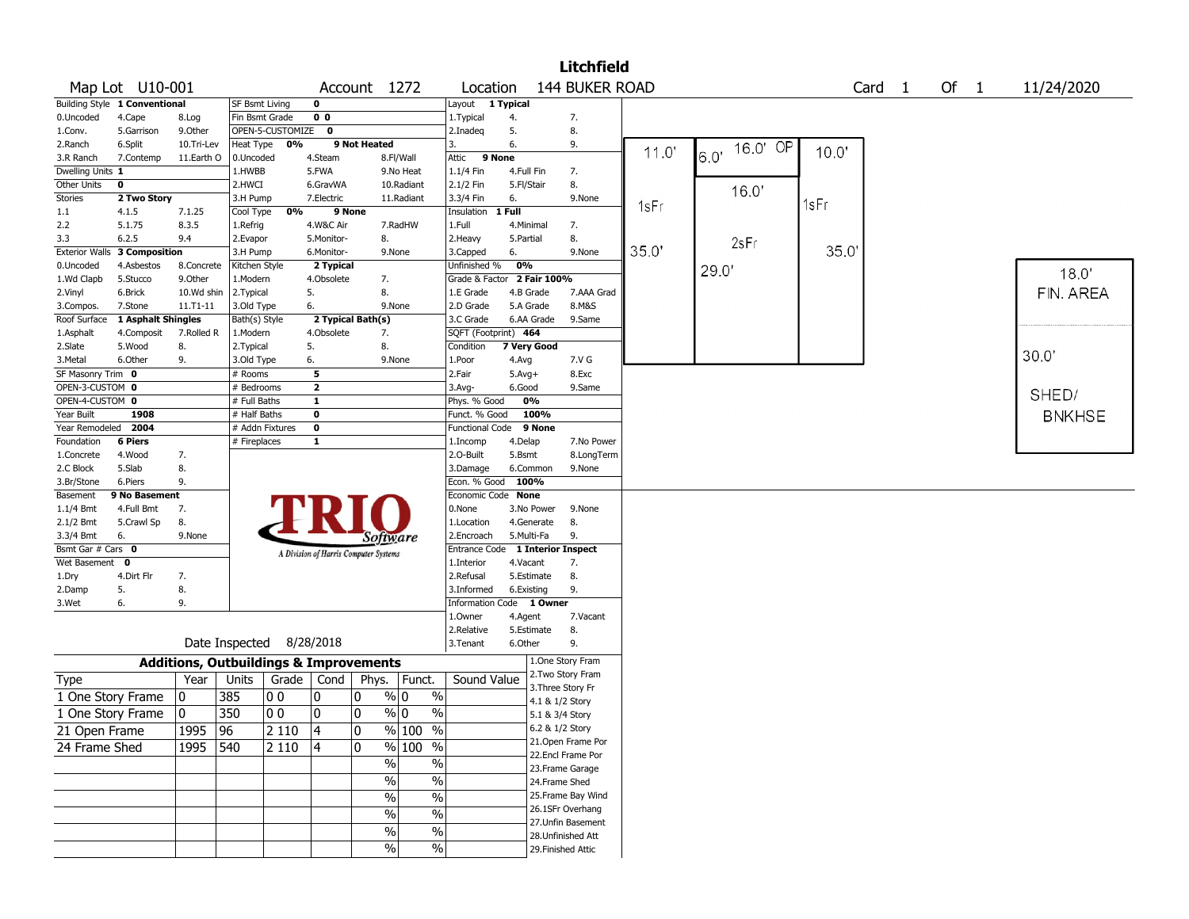# Litchfield

**Map Lot** U10-001 **Account** 1272 **Location** 144 BUKER ROAD **Card** 1 **Of** 1 11/24/2020

| Field | Value | Options |
|---|---|---|
| Building Style | 1 Conventional | 0.Uncoded, 1.Conv., 2.Ranch, 3.R Ranch, 4.Cape, 5.Garrison, 6.Split, 7.Contemp, 8.Log, 9.Other, 10.Tri-Lev, 11.Earth O |
| Dwelling Units | 1 | |
| Other Units | 0 | |
| Stories | 2 Two Story | 1.1, 2.2, 3.3, 4.1.5, 5.1.75, 6.2.5, 7.1.25, 8.3.5, 9.4 |
| Exterior Walls | 3 Composition | 0.Uncoded, 1.Wd Clapb, 2.Vinyl, 3.Compos., 4.Asbestos, 5.Stucco, 6.Brick, 7.Stone, 8.Concrete, 9.Other, 10.Wd shin, 11.T1-11 |
| Roof Surface | 1 Asphalt Shingles | 1.Asphalt, 2.Slate, 3.Metal, 4.Composit, 5.Wood, 6.Other, 7.Rolled R, 8., 9. |
| SF Masonry Trim | 0 | |
| OPEN-3-CUSTOM | 0 | |
| OPEN-4-CUSTOM | 0 | |
| Year Built | 1908 | |
| Year Remodeled | 2004 | |
| Foundation | 6 Piers | 1.Concrete, 2.C Block, 3.Br/Stone, 4.Wood, 5.Slab, 6.Piers, 7., 8., 9. |
| Basement | 9 No Basement | 1.1/4 Bmt, 2.1/2 Bmt, 3.3/4 Bmt, 4.Full Bmt, 5.Crawl Sp, 6., 7., 8., 9.None |
| Bsmt Gar # Cars | 0 | |
| Wet Basement | 0 | 1.Dry, 2.Damp, 3.Wet, 4.Dirt Flr, 5., 6., 7., 8., 9. |

| Field | Value | Options |
|---|---|---|
| SF Bsmt Living | 0 | |
| Fin Bsmt Grade | 0 0 | |
| OPEN-5-CUSTOMIZE | 0 | |
| Heat Type | 0% 9 Not Heated | 0.Uncoded, 1.HWBB, 2.HWCI, 3.H Pump, 4.Steam, 5.FWA, 6.GravWA, 7.Electric, 8.Fl/Wall, 9.No Heat, 10.Radiant, 11.Radiant |
| Cool Type | 0% 9 None | 1.Refrig, 2.Evapor, 3.H Pump, 4.W&C Air, 5.Monitor-, 6.Monitor-, 7.RadHW, 8., 9.None |
| Kitchen Style | 2 Typical | 1.Modern, 2.Typical, 3.Old Type, 4.Obsolete, 5., 6., 7., 8., 9.None |
| Bath(s) Style | 2 Typical Bath(s) | 1.Modern, 2.Typical, 3.Old Type, 4.Obsolete, 5., 6., 7., 8., 9.None |
| # Rooms | 5 | |
| # Bedrooms | 2 | |
| # Full Baths | 1 | |
| # Half Baths | 0 | |
| # Addn Fixtures | 0 | |
| # Fireplaces | 1 | |

| Field | Value | Options |
|---|---|---|
| Layout | 1 Typical | 1.Typical, 2.Inadeq, 3., 4., 5., 6., 7., 8., 9. |
| Attic | 9 None | 1.1/4 Fin, 2.1/2 Fin, 3.3/4 Fin, 4.Full Fin, 5.Fl/Stair, 6., 7., 8., 9.None |
| Insulation | 1 Full | 1.Full, 2.Heavy, 3.Capped, 4.Minimal, 5.Partial, 6., 7., 8., 9.None |
| Unfinished % | 0% | |
| Grade & Factor | 2 Fair 100% | 1.E Grade, 2.D Grade, 3.C Grade, 4.B Grade, 5.A Grade, 6.AA Grade, 7.AAA Grad, 8.M&S, 9.Same |
| SQFT (Footprint) | 464 | |
| Condition | 7 Very Good | 1.Poor, 2.Fair, 3.Avg-, 4.Avg, 5.Avg+, 6.Good, 7.V G, 8.Exc, 9.Same |
| Phys. % Good | 0% | |
| Funct. % Good | 100% | |
| Functional Code | 9 None | 1.Incomp, 2.O-Built, 3.Damage, 4.Delap, 5.Bsmt, 6.Common, 7.No Power, 8.LongTerm, 9.None |
| Econ. % Good | 100% | |
| Economic Code | None | 0.None, 1.Location, 2.Encroach, 3.No Power, 4.Generate, 5.Multi-Fa, 8., 9.None |
| Entrance Code | 1 Interior Inspect | 1.Interior, 2.Refusal, 3.Informed, 4.Vacant, 5.Estimate, 6.Existing, 7., 8., 9. |
| Information Code | 1 Owner | 1.Owner, 2.Relative, 3.Tenant, 4.Agent, 5.Estimate, 6.Other, 7.Vacant, 8., 9. |

Date Inspected 8/28/2018

## Additions, Outbuildings & Improvements

| Type | Year | Units | Grade | Cond | Phys. | Funct. | Sound Value |
|---|---|---|---|---|---|---|---|
| 1 One Story Frame | 0 | 385 | 0 0 | 0 | 0 % | 0 % | |
| 1 One Story Frame | 0 | 350 | 0 0 | 0 | 0 % | 0 % | |
| 21 Open Frame | 1995 | 96 | 2 110 | 4 | 0 % | 100 % | |
| 24 Frame Shed | 1995 | 540 | 2 110 | 4 | 0 % | 100 % | |

1.One Story Fram, 2.Two Story Fram, 3.Three Story Fr, 4.1 & 1/2 Story, 5.1 & 3/4 Story, 6.2 & 1/2 Story, 21.Open Frame Por, 22.Encl Frame Por, 23.Frame Garage, 24.Frame Shed, 25.Frame Bay Wind, 26.1SFr Overhang, 27.Unfin Basement, 28.Unfinished Att, 29.Finished Attic

Sketch: 11.0' 1sFr 35.0'; 6.0' 16.0' OP; 16.0' 2sFr 29.0'; 10.0' 1sFr 35.0'; 18.0' FIN. AREA 30.0' SHED/ BNKHSE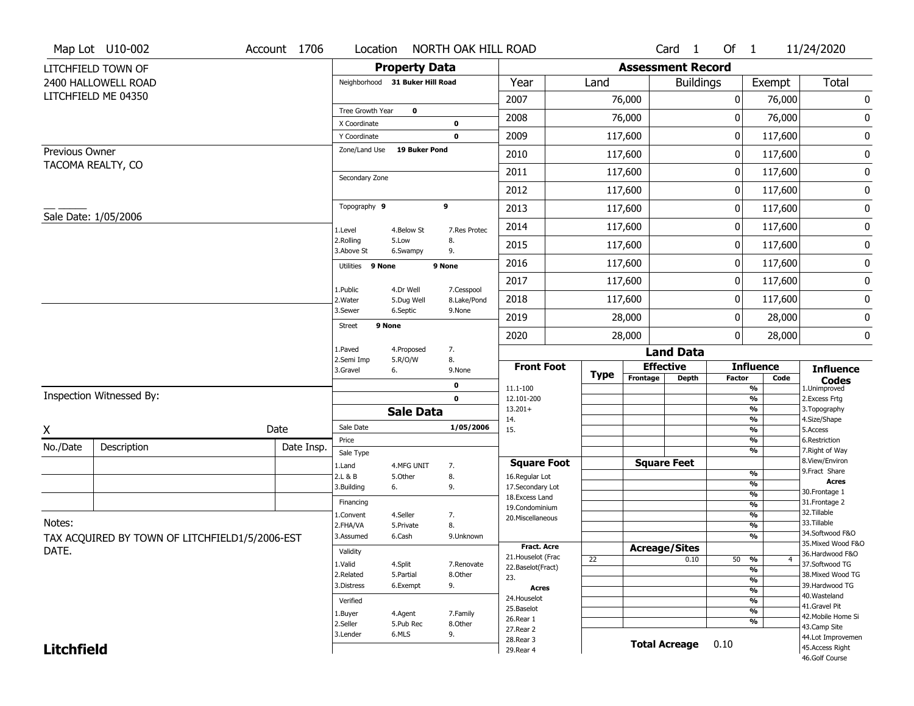Map Lot U10-002 | Account 1706 | Location NORTH OAK HILL ROAD | Card 1 Of 1 | 11/24/2020

LITCHFIELD TOWN OF
2400 HALLOWELL ROAD
LITCHFIELD ME 04350

Previous Owner
TACOMA REALTY, CO

Sale Date: 1/05/2006

## Property Data

Neighborhood **31 Buker Hill Road**

Tree Growth Year **0**
X Coordinate **0**
Y Coordinate **0**
Zone/Land Use **19 Buker Pond**

Secondary Zone

Topography **9** **9**

| | | |
|---|---|---|
| 1.Level | 4.Below St | 7.Res Protec |
| 2.Rolling | 5.Low | 8. |
| 3.Above St | 6.Swampy | 9. |

Utilities **9 None** **9 None**

| | | |
|---|---|---|
| 1.Public | 4.Dr Well | 7.Cesspool |
| 2.Water | 5.Dug Well | 8.Lake/Pond |
| 3.Sewer | 6.Septic | 9.None |

Street **9 None**

| | | |
|---|---|---|
| 1.Paved | 4.Proposed | 7. |
| 2.Semi Imp | 5.R/O/W | 8. |
| 3.Gravel | 6. | 9.None |

**0**
**0**

## Assessment Record

| Year | Land | Buildings | Exempt | Total |
|---|---|---|---|---|
| 2007 | 76,000 | 0 | 76,000 | 0 |
| 2008 | 76,000 | 0 | 76,000 | 0 |
| 2009 | 117,600 | 0 | 117,600 | 0 |
| 2010 | 117,600 | 0 | 117,600 | 0 |
| 2011 | 117,600 | 0 | 117,600 | 0 |
| 2012 | 117,600 | 0 | 117,600 | 0 |
| 2013 | 117,600 | 0 | 117,600 | 0 |
| 2014 | 117,600 | 0 | 117,600 | 0 |
| 2015 | 117,600 | 0 | 117,600 | 0 |
| 2016 | 117,600 | 0 | 117,600 | 0 |
| 2017 | 117,600 | 0 | 117,600 | 0 |
| 2018 | 117,600 | 0 | 117,600 | 0 |
| 2019 | 28,000 | 0 | 28,000 | 0 |
| 2020 | 28,000 | 0 | 28,000 | 0 |

Inspection Witnessed By:

X Date

| No./Date | Description | Date Insp. |
|---|---|---|
| | | |
| | | |
| | | |

Notes:
TAX ACQUIRED BY TOWN OF LITCHFIELD1/5/2006-EST DATE.

## Sale Data

Sale Date **1/05/2006**
Price
Sale Type

| | | |
|---|---|---|
| 1.Land | 4.MFG UNIT | 7. |
| 2.L & B | 5.Other | 8. |
| 3.Building | 6. | 9. |

Financing

| | | |
|---|---|---|
| 1.Convent | 4.Seller | 7. |
| 2.FHA/VA | 5.Private | 8. |
| 3.Assumed | 6.Cash | 9.Unknown |

Validity

| | | |
|---|---|---|
| 1.Valid | 4.Split | 7.Renovate |
| 2.Related | 5.Partial | 8.Other |
| 3.Distress | 6.Exempt | 9. |

Verified

| | | |
|---|---|---|
| 1.Buyer | 4.Agent | 7.Family |
| 2.Seller | 5.Pub Rec | 8.Other |
| 3.Lender | 6.MLS | 9. |

## Land Data

| Front Foot | Type | Effective Frontage | Effective Depth | Influence Factor | Influence Code |
|---|---|---|---|---|---|
| 11.1-100 | | | | % | |
| 12.101-200 | | | | % | |
| 13.201+ | | | | % | |
| 14. | | | | % | |
| 15. | | | | % | |
| | | | | % | |
| **Square Foot** | | **Square Feet** | | | |
| 16.Regular Lot | | | | % | |
| 17.Secondary Lot | | | | % | |
| 18.Excess Land | | | | % | |
| 19.Condominium | | | | % | |
| 20.Miscellaneous | | | | % | |
| | | | | % | |
| **Fract. Acre** | | **Acreage/Sites** | | | |
| 21.Houselot (Frac | 22 | | 0.10 | 50 % | 4 |
| 22.Baselot(Fract) | | | | % | |
| 23. | | | | % | |
| **Acres** | | | | % | |
| 24.Houselot | | | | % | |
| 25.Baselot | | | | % | |
| 26.Rear 1 | | | | % | |
| 27.Rear 2 | | | | | |
| 28.Rear 3 | | | | | |
| 29.Rear 4 | | | | | |

**Total Acreage** 0.10

**Influence Codes**
1.Unimproved
2.Excess Frtg
3.Topography
4.Size/Shape
5.Access
6.Restriction
7.Right of Way
8.View/Environ
9.Fract Share

**Acres**
30.Frontage 1
31.Frontage 2
32.Tillable
33.Tillable
34.Softwood F&O
35.Mixed Wood F&O
36.Hardwood F&O
37.Softwood TG
38.Mixed Wood TG
39.Hardwood TG
40.Wasteland
41.Gravel Pit
42.Mobile Home Si
43.Camp Site
44.Lot Improvemen
45.Access Right
46.Golf Course

**Litchfield**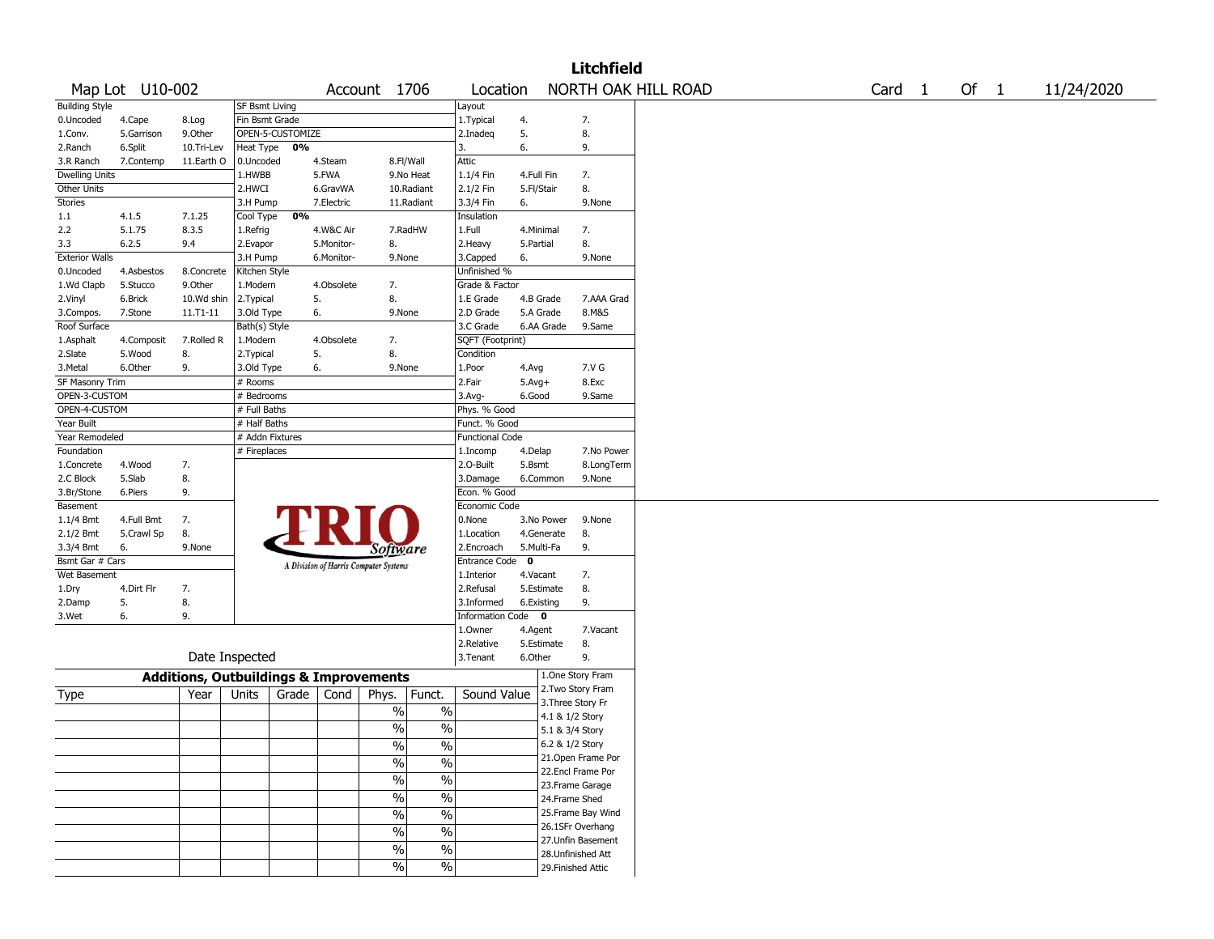# Litchfield

Map Lot U10-002 | Account 1706 | Location NORTH OAK HILL ROAD | Card 1 Of 1 | 11/24/2020

| Building Style | | | SF Bsmt Living | | | | Layout | | |
|---|---|---|---|---|---|---|---|---|---|
| 0.Uncoded | 4.Cape | 8.Log | Fin Bsmt Grade | | | | 1.Typical | 4. | 7. |
| 1.Conv. | 5.Garrison | 9.Other | OPEN-5-CUSTOMIZE | | | | 2.Inadeq | 5. | 8. |
| 2.Ranch | 6.Split | 10.Tri-Lev | Heat Type 0% | | | | 3. | 6. | 9. |
| 3.R Ranch | 7.Contemp | 11.Earth O | 0.Uncoded | 4.Steam | 8.Fl/Wall | | Attic | | |
| Dwelling Units | | | 1.HWBB | 5.FWA | 9.No Heat | | 1.1/4 Fin | 4.Full Fin | 7. |
| Other Units | | | 2.HWCI | 6.GravWA | 10.Radiant | | 2.1/2 Fin | 5.Fl/Stair | 8. |
| Stories | | | 3.H Pump | 7.Electric | 11.Radiant | | 3.3/4 Fin | 6. | 9.None |
| 1.1 | 4.1.5 | 7.1.25 | Cool Type 0% | | | | Insulation | | |
| 2.2 | 5.1.75 | 8.3.5 | 1.Refrig | 4.W&C Air | 7.RadHW | | 1.Full | 4.Minimal | 7. |
| 3.3 | 6.2.5 | 9.4 | 2.Evapor | 5.Monitor- | 8. | | 2.Heavy | 5.Partial | 8. |
| Exterior Walls | | | 3.H Pump | 6.Monitor- | 9.None | | 3.Capped | 6. | 9.None |
| 0.Uncoded | 4.Asbestos | 8.Concrete | Kitchen Style | | | | Unfinished % | | |
| 1.Wd Clapb | 5.Stucco | 9.Other | 1.Modern | 4.Obsolete | 7. | | Grade & Factor | | |
| 2.Vinyl | 6.Brick | 10.Wd shin | 2.Typical | 5. | 8. | | 1.E Grade | 4.B Grade | 7.AAA Grad |
| 3.Compos. | 7.Stone | 11.T1-11 | 3.Old Type | 6. | 9.None | | 2.D Grade | 5.A Grade | 8.M&S |
| Roof Surface | | | Bath(s) Style | | | | 3.C Grade | 6.AA Grade | 9.Same |
| 1.Asphalt | 4.Composit | 7.Rolled R | 1.Modern | 4.Obsolete | 7. | | SQFT (Footprint) | | |
| 2.Slate | 5.Wood | 8. | 2.Typical | 5. | 8. | | Condition | | |
| 3.Metal | 6.Other | 9. | 3.Old Type | 6. | 9.None | | 1.Poor | 4.Avg | 7.V G |
| SF Masonry Trim | | | # Rooms | | | | 2.Fair | 5.Avg+ | 8.Exc |
| OPEN-3-CUSTOM | | | # Bedrooms | | | | 3.Avg- | 6.Good | 9.Same |
| OPEN-4-CUSTOM | | | # Full Baths | | | | Phys. % Good | | |
| Year Built | | | # Half Baths | | | | Funct. % Good | | |
| Year Remodeled | | | # Addn Fixtures | | | | Functional Code | | |
| Foundation | | | # Fireplaces | | | | 1.Incomp | 4.Delap | 7.No Power |
| 1.Concrete | 4.Wood | 7. | | | | | 2.O-Built | 5.Bsmt | 8.LongTerm |
| 2.C Block | 5.Slab | 8. | | | | | 3.Damage | 6.Common | 9.None |
| 3.Br/Stone | 6.Piers | 9. | | | | | Econ. % Good | | |
| Basement | | | | | | | Economic Code | | |
| 1.1/4 Bmt | 4.Full Bmt | 7. | | | | | 0.None | 3.No Power | 9.None |
| 2.1/2 Bmt | 5.Crawl Sp | 8. | | | | | 1.Location | 4.Generate | 8. |
| 3.3/4 Bmt | 6. | 9.None | | | | | 2.Encroach | 5.Multi-Fa | 9. |
| Bsmt Gar # Cars | | | | | | | Entrance Code 0 | | |
| Wet Basement | | | | | | | 1.Interior | 4.Vacant | 7. |
| 1.Dry | 4.Dirt Flr | 7. | | | | | 2.Refusal | 5.Estimate | 8. |
| 2.Damp | 5. | 8. | | | | | 3.Informed | 6.Existing | 9. |
| 3.Wet | 6. | 9. | | | | | Information Code 0 | | |
| | | | | | | | 1.Owner | 4.Agent | 7.Vacant |
| | | | | | | | 2.Relative | 5.Estimate | 8. |
| | Date Inspected | | | | | | 3.Tenant | 6.Other | 9. |

TRIO Software — A Division of Harris Computer Systems

## Additions, Outbuildings & Improvements

| Type | Year | Units | Grade | Cond | Phys. | Funct. | Sound Value |
|---|---|---|---|---|---|---|---|
| | | | | | % | % | |
| | | | | | % | % | |
| | | | | | % | % | |
| | | | | | % | % | |
| | | | | | % | % | |
| | | | | | % | % | |
| | | | | | % | % | |
| | | | | | % | % | |
| | | | | | % | % | |
| | | | | | % | % | |

1.One Story Fram
2.Two Story Fram
3.Three Story Fr
4.1 & 1/2 Story
5.1 & 3/4 Story
6.2 & 1/2 Story
21.Open Frame Por
22.Encl Frame Por
23.Frame Garage
24.Frame Shed
25.Frame Bay Wind
26.1SFr Overhang
27.Unfin Basement
28.Unfinished Att
29.Finished Attic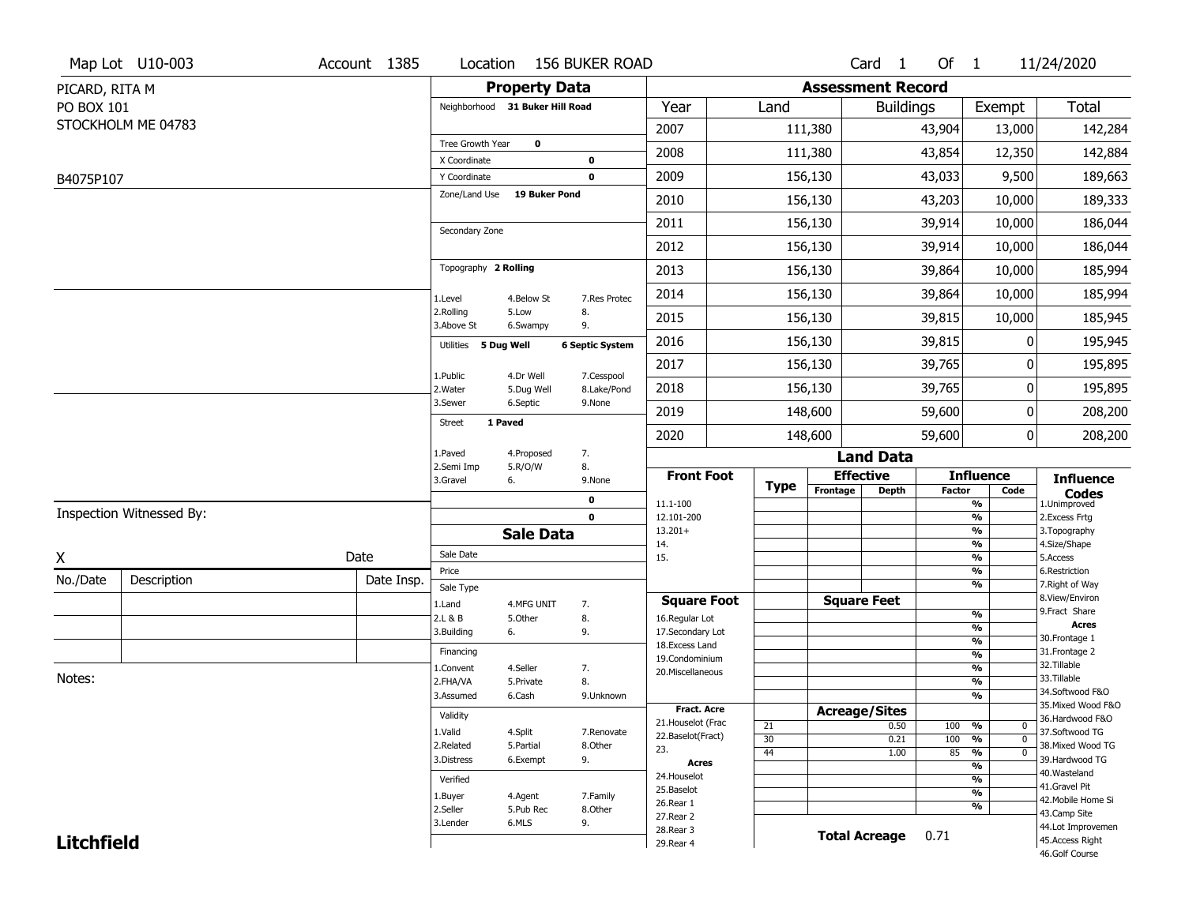Map Lot U10-003 | Account 1385 | Location 156 BUKER ROAD | Card 1 Of 1 | 11/24/2020

PICARD, RITA M
PO BOX 101
STOCKHOLM ME 04783

B4075P107

## Property Data

Neighborhood **31 Buker Hill Road**

Tree Growth Year **0**
X Coordinate **0**
Y Coordinate **0**
Zone/Land Use **19 Buker Pond**

Secondary Zone

Topography **2 Rolling**

| | | |
|---|---|---|
| 1.Level | 4.Below St | 7.Res Protec |
| 2.Rolling | 5.Low | 8. |
| 3.Above St | 6.Swampy | 9. |

Utilities **5 Dug Well** **6 Septic System**

| | | |
|---|---|---|
| 1.Public | 4.Dr Well | 7.Cesspool |
| 2.Water | 5.Dug Well | 8.Lake/Pond |
| 3.Sewer | 6.Septic | 9.None |

Street **1 Paved**

| | | |
|---|---|---|
| 1.Paved | 4.Proposed | 7. |
| 2.Semi Imp | 5.R/O/W | 8. |
| 3.Gravel | 6. | 9.None |

**0**
**0**

## Assessment Record

| Year | Land | Buildings | Exempt | Total |
|---|---|---|---|---|
| 2007 | 111,380 | 43,904 | 13,000 | 142,284 |
| 2008 | 111,380 | 43,854 | 12,350 | 142,884 |
| 2009 | 156,130 | 43,033 | 9,500 | 189,663 |
| 2010 | 156,130 | 43,203 | 10,000 | 189,333 |
| 2011 | 156,130 | 39,914 | 10,000 | 186,044 |
| 2012 | 156,130 | 39,914 | 10,000 | 186,044 |
| 2013 | 156,130 | 39,864 | 10,000 | 185,994 |
| 2014 | 156,130 | 39,864 | 10,000 | 185,994 |
| 2015 | 156,130 | 39,815 | 10,000 | 185,945 |
| 2016 | 156,130 | 39,815 | 0 | 195,945 |
| 2017 | 156,130 | 39,765 | 0 | 195,895 |
| 2018 | 156,130 | 39,765 | 0 | 195,895 |
| 2019 | 148,600 | 59,600 | 0 | 208,200 |
| 2020 | 148,600 | 59,600 | 0 | 208,200 |

## Land Data

| Front Foot | Type | Effective Frontage | Effective Depth | Influence Factor | Influence Code |
|---|---|---|---|---|---|
| 11.1-100 | | | | % | |
| 12.101-200 | | | | % | |
| 13.201+ | | | | % | |
| 14. | | | | % | |
| 15. | | | | % | |
| | | | | % | |
| | | | | % | |

| Square Foot | Square Feet | Influence Factor | Influence Code |
|---|---|---|---|
| 16.Regular Lot | | % | |
| 17.Secondary Lot | | % | |
| 18.Excess Land | | % | |
| 19.Condominium | | % | |
| 20.Miscellaneous | | % | |
| | | % | |
| | | % | |

| Fract. Acre / Acres | Type | Acreage/Sites | Influence Factor | Influence Code |
|---|---|---|---|---|
| 21.Houselot (Frac | 21 | 0.50 | 100 % | 0 |
| 22.Baselot(Fract) | 30 | 0.21 | 100 % | 0 |
| 23. | 44 | 1.00 | 85 % | 0 |
| 24.Houselot | | | % | |
| 25.Baselot | | | % | |
| 26.Rear 1 | | | % | |
| 27.Rear 2 | | | % | |
| 28.Rear 3 | | | | |
| 29.Rear 4 | | | | |

**Total Acreage** 0.71

**Influence Codes**
1.Unimproved
2.Excess Frtg
3.Topography
4.Size/Shape
5.Access
6.Restriction
7.Right of Way
8.View/Environ
9.Fract Share

**Acres**
30.Frontage 1
31.Frontage 2
32.Tillable
33.Tillable
34.Softwood F&O
35.Mixed Wood F&O
36.Hardwood F&O
37.Softwood TG
38.Mixed Wood TG
39.Hardwood TG
40.Wasteland
41.Gravel Pit
42.Mobile Home Si
43.Camp Site
44.Lot Improvemen
45.Access Right
46.Golf Course

## Sale Data

Sale Date
Price
Sale Type

| | | |
|---|---|---|
| 1.Land | 4.MFG UNIT | 7. |
| 2.L & B | 5.Other | 8. |
| 3.Building | 6. | 9. |

Financing

| | | |
|---|---|---|
| 1.Convent | 4.Seller | 7. |
| 2.FHA/VA | 5.Private | 8. |
| 3.Assumed | 6.Cash | 9.Unknown |

Validity

| | | |
|---|---|---|
| 1.Valid | 4.Split | 7.Renovate |
| 2.Related | 5.Partial | 8.Other |
| 3.Distress | 6.Exempt | 9. |

Verified

| | | |
|---|---|---|
| 1.Buyer | 4.Agent | 7.Family |
| 2.Seller | 5.Pub Rec | 8.Other |
| 3.Lender | 6.MLS | 9. |

Inspection Witnessed By:

X ______________________ Date

| No./Date | Description | Date Insp. |
|---|---|---|
| | | |
| | | |
| | | |

Notes:

**Litchfield**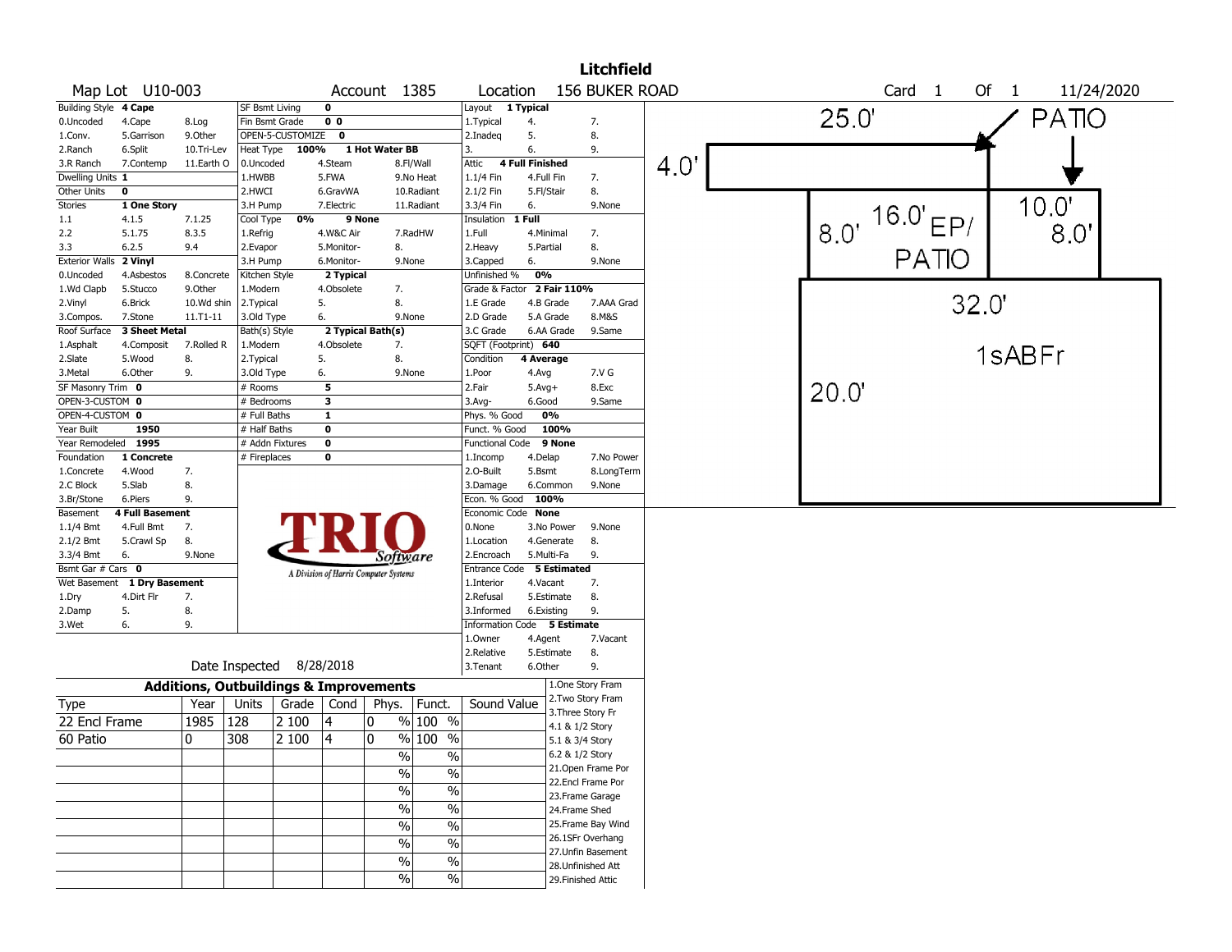# Litchfield

**Map Lot** U10-003 **Account** 1385 **Location** 156 BUKER ROAD **Card** 1 **Of** 1 11/24/2020

| Building Style | 4 Cape | | SF Bsmt Living | 0 | | Layout | 1 Typical | |
|---|---|---|---|---|---|---|---|---|
| 0.Uncoded | 4.Cape | 8.Log | Fin Bsmt Grade | 0 0 | | 1.Typical | 4. | 7. |
| 1.Conv. | 5.Garrison | 9.Other | OPEN-5-CUSTOMIZE | 0 | | 2.Inadeq | 5. | 8. |
| 2.Ranch | 6.Split | 10.Tri-Lev | Heat Type 100% | 1 Hot Water BB | | 3. | 6. | 9. |
| 3.R Ranch | 7.Contemp | 11.Earth O | 0.Uncoded | 4.Steam | 8.Fl/Wall | Attic | 4 Full Finished | |
| Dwelling Units | 1 | | 1.HWBB | 5.FWA | 9.No Heat | 1.1/4 Fin | 4.Full Fin | 7. |
| Other Units | 0 | | 2.HWCI | 6.GravWA | 10.Radiant | 2.1/2 Fin | 5.Fl/Stair | 8. |
| Stories | 1 One Story | | 3.H Pump | 7.Electric | 11.Radiant | 3.3/4 Fin | 6. | 9.None |
| 1.1 | 4.1.5 | 7.1.25 | Cool Type 0% | 9 None | | Insulation | 1 Full | |
| 2.2 | 5.1.75 | 8.3.5 | 1.Refrig | 4.W&C Air | 7.RadHW | 1.Full | 4.Minimal | 7. |
| 3.3 | 6.2.5 | 9.4 | 2.Evapor | 5.Monitor- | 8. | 2.Heavy | 5.Partial | 8. |
| Exterior Walls | 2 Vinyl | | 3.H Pump | 6.Monitor- | 9.None | 3.Capped | 6. | 9.None |
| 0.Uncoded | 4.Asbestos | 8.Concrete | Kitchen Style | 2 Typical | | Unfinished % | 0% | |
| 1.Wd Clapb | 5.Stucco | 9.Other | 1.Modern | 4.Obsolete | 7. | Grade & Factor | 2 Fair 110% | |
| 2.Vinyl | 6.Brick | 10.Wd shin | 2.Typical | 5. | 8. | 1.E Grade | 4.B Grade | 7.AAA Grad |
| 3.Compos. | 7.Stone | 11.T1-11 | 3.Old Type | 6. | 9.None | 2.D Grade | 5.A Grade | 8.M&S |
| Roof Surface | 3 Sheet Metal | | Bath(s) Style | 2 Typical Bath(s) | | 3.C Grade | 6.AA Grade | 9.Same |
| 1.Asphalt | 4.Composit | 7.Rolled R | 1.Modern | 4.Obsolete | 7. | SQFT (Footprint) | 640 | |
| 2.Slate | 5.Wood | 8. | 2.Typical | 5. | 8. | Condition | 4 Average | |
| 3.Metal | 6.Other | 9. | 3.Old Type | 6. | 9.None | 1.Poor | 4.Avg | 7.V G |
| SF Masonry Trim | 0 | | # Rooms | 5 | | 2.Fair | 5.Avg+ | 8.Exc |
| OPEN-3-CUSTOM | 0 | | # Bedrooms | 3 | | 3.Avg- | 6.Good | 9.Same |
| OPEN-4-CUSTOM | 0 | | # Full Baths | 1 | | Phys. % Good | 0% | |
| Year Built | 1950 | | # Half Baths | 0 | | Funct. % Good | 100% | |
| Year Remodeled | 1995 | | # Addn Fixtures | 0 | | Functional Code | 9 None | |
| Foundation | 1 Concrete | | # Fireplaces | 0 | | 1.Incomp | 4.Delap | 7.No Power |
| 1.Concrete | 4.Wood | 7. | | | | 2.O-Built | 5.Bsmt | 8.LongTerm |
| 2.C Block | 5.Slab | 8. | | | | 3.Damage | 6.Common | 9.None |
| 3.Br/Stone | 6.Piers | 9. | | | | Econ. % Good | 100% | |
| Basement | 4 Full Basement | | | | | Economic Code | None | |
| 1.1/4 Bmt | 4.Full Bmt | 7. | | | | 0.None | 3.No Power | 9.None |
| 2.1/2 Bmt | 5.Crawl Sp | 8. | | | | 1.Location | 4.Generate | 8. |
| 3.3/4 Bmt | 6. | 9.None | | | | 2.Encroach | 5.Multi-Fa | 9. |
| Bsmt Gar # Cars | 0 | | | | | Entrance Code | 5 Estimated | |
| Wet Basement | 1 Dry Basement | | | | | 1.Interior | 4.Vacant | 7. |
| 1.Dry | 4.Dirt Flr | 7. | | | | 2.Refusal | 5.Estimate | 8. |
| 2.Damp | 5. | 8. | | | | 3.Informed | 6.Existing | 9. |
| 3.Wet | 6. | 9. | | | | Information Code | 5 Estimate | |
| | | | | | | 1.Owner | 4.Agent | 7.Vacant |
| | | | | | | 2.Relative | 5.Estimate | 8. |
| | | | | | | 3.Tenant | 6.Other | 9. |

TRIO Software — A Division of Harris Computer Systems

Date Inspected 8/28/2018

## Additions, Outbuildings & Improvements

| Type | Year | Units | Grade | Cond | Phys. | Funct. | Sound Value |
|---|---|---|---|---|---|---|---|
| 22 Encl Frame | 1985 | 128 | 2 100 | 4 | 0 % | 100 % | |
| 60 Patio | 0 | 308 | 2 100 | 4 | 0 % | 100 % | |
| | | | | | % | % | |
| | | | | | % | % | |
| | | | | | % | % | |
| | | | | | % | % | |
| | | | | | % | % | |
| | | | | | % | % | |
| | | | | | % | % | |
| | | | | | % | % | |

1.One Story Fram
2.Two Story Fram
3.Three Story Fr
4.1 & 1/2 Story
5.1 & 3/4 Story
6.2 & 1/2 Story
21.Open Frame Por
22.Encl Frame Por
23.Frame Garage
24.Frame Shed
25.Frame Bay Wind
26.1SFr Overhang
27.Unfin Basement
28.Unfinished Att
29.Finished Attic

Sketch: 25.0' PATIO; 4.0'; 8.0' 16.0' EP/PATIO; 10.0' 8.0'; 32.0' 1sABFr 20.0'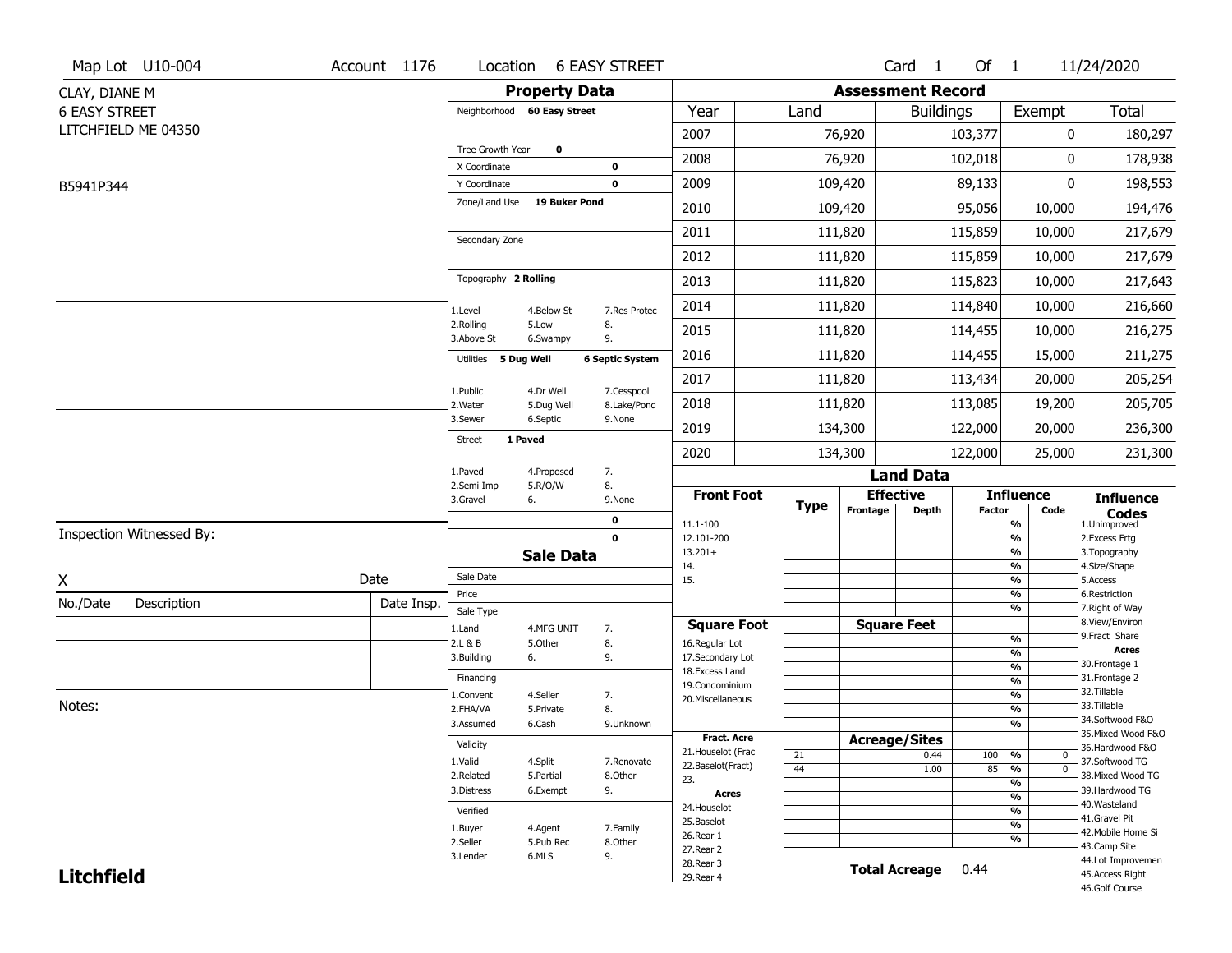Map Lot U10-004 | Account 1176 | Location 6 EASY STREET | Card 1 Of 1 | 11/24/2020

CLAY, DIANE M
6 EASY STREET
LITCHFIELD ME 04350

B5941P344

## Property Data

Neighborhood **60 Easy Street**

Tree Growth Year **0**
X Coordinate **0**
Y Coordinate **0**
Zone/Land Use **19 Buker Pond**

Secondary Zone

Topography **2 Rolling**

| | | |
|---|---|---|
| 1.Level | 4.Below St | 7.Res Protec |
| 2.Rolling | 5.Low | 8. |
| 3.Above St | 6.Swampy | 9. |

Utilities **5 Dug Well** **6 Septic System**

| | | |
|---|---|---|
| 1.Public | 4.Dr Well | 7.Cesspool |
| 2.Water | 5.Dug Well | 8.Lake/Pond |
| 3.Sewer | 6.Septic | 9.None |

Street **1 Paved**

| | | |
|---|---|---|
| 1.Paved | 4.Proposed | 7. |
| 2.Semi Imp | 5.R/O/W | 8. |
| 3.Gravel | 6. | 9.None |

0
0

## Assessment Record

| Year | Land | Buildings | Exempt | Total |
|---|---|---|---|---|
| 2007 | 76,920 | 103,377 | 0 | 180,297 |
| 2008 | 76,920 | 102,018 | 0 | 178,938 |
| 2009 | 109,420 | 89,133 | 0 | 198,553 |
| 2010 | 109,420 | 95,056 | 10,000 | 194,476 |
| 2011 | 111,820 | 115,859 | 10,000 | 217,679 |
| 2012 | 111,820 | 115,859 | 10,000 | 217,679 |
| 2013 | 111,820 | 115,823 | 10,000 | 217,643 |
| 2014 | 111,820 | 114,840 | 10,000 | 216,660 |
| 2015 | 111,820 | 114,455 | 10,000 | 216,275 |
| 2016 | 111,820 | 114,455 | 15,000 | 211,275 |
| 2017 | 111,820 | 113,434 | 20,000 | 205,254 |
| 2018 | 111,820 | 113,085 | 19,200 | 205,705 |
| 2019 | 134,300 | 122,000 | 20,000 | 236,300 |
| 2020 | 134,300 | 122,000 | 25,000 | 231,300 |

Inspection Witnessed By:

X ____________________ Date

| No./Date | Description | Date Insp. |
|---|---|---|
| | | |
| | | |
| | | |

Notes:

## Sale Data

Sale Date
Price
Sale Type

| | | |
|---|---|---|
| 1.Land | 4.MFG UNIT | 7. |
| 2.L & B | 5.Other | 8. |
| 3.Building | 6. | 9. |

Financing

| | | |
|---|---|---|
| 1.Convent | 4.Seller | 7. |
| 2.FHA/VA | 5.Private | 8. |
| 3.Assumed | 6.Cash | 9.Unknown |

Validity

| | | |
|---|---|---|
| 1.Valid | 4.Split | 7.Renovate |
| 2.Related | 5.Partial | 8.Other |
| 3.Distress | 6.Exempt | 9. |

Verified

| | | |
|---|---|---|
| 1.Buyer | 4.Agent | 7.Family |
| 2.Seller | 5.Pub Rec | 8.Other |
| 3.Lender | 6.MLS | 9. |

## Land Data

| Front Foot | Type | Effective Frontage | Effective Depth | Influence Factor | Influence Code |
|---|---|---|---|---|---|
| 11.1-100 | | | | % | |
| 12.101-200 | | | | % | |
| 13.201+ | | | | % | |
| 14. | | | | % | |
| 15. | | | | % | |
| | | | | % | |
| | | | | % | |

| Square Foot | | Square Feet | Influence Factor | |
|---|---|---|---|---|
| 16.Regular Lot | | | % | |
| 17.Secondary Lot | | | % | |
| 18.Excess Land | | | % | |
| 19.Condominium | | | % | |
| 20.Miscellaneous | | | % | |
| | | | % | |
| | | | % | |

| Fract. Acre | Type | Acreage/Sites | Influence Factor | Influence Code |
|---|---|---|---|---|
| 21.Houselot (Frac | 21 | 0.44 | 100 % | 0 |
| 22.Baselot(Fract) | 44 | 1.00 | 85 % | 0 |
| 23. | | | % | |
| **Acres** | | | % | |
| 24.Houselot | | | % | |
| 25.Baselot | | | % | |
| 26.Rear 1 | | | % | |
| 27.Rear 2 | | | | |
| 28.Rear 3 | | | | |
| 29.Rear 4 | | | | |

**Total Acreage** 0.44

**Influence Codes**
1.Unimproved
2.Excess Frtg
3.Topography
4.Size/Shape
5.Access
6.Restriction
7.Right of Way
8.View/Environ
9.Fract Share

**Acres**
30.Frontage 1
31.Frontage 2
32.Tillable
33.Tillable
34.Softwood F&O
35.Mixed Wood F&O
36.Hardwood F&O
37.Softwood TG
38.Mixed Wood TG
39.Hardwood TG
40.Wasteland
41.Gravel Pit
42.Mobile Home Si
43.Camp Site
44.Lot Improvemen
45.Access Right
46.Golf Course

**Litchfield**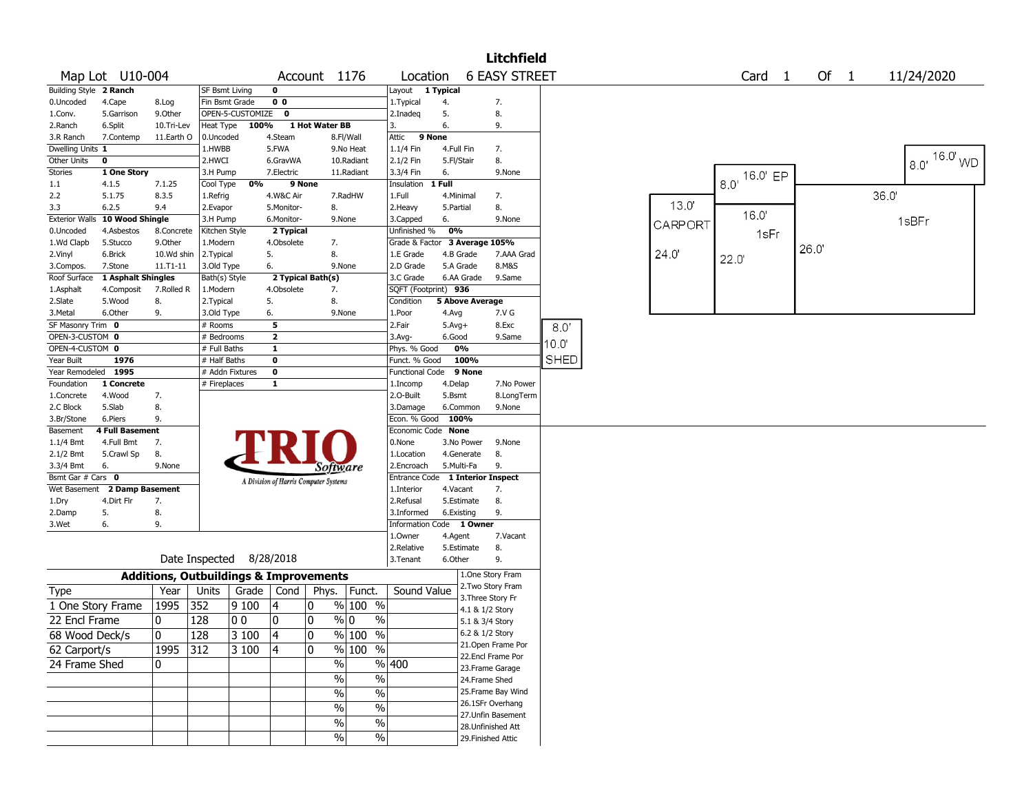# Litchfield

**Map Lot** U10-004 **Account** 1176 **Location** 6 EASY STREET **Card** 1 **Of** 1 11/24/2020

| Field | Value | Options | | |
|---|---|---|---|---|
| Building Style | 2 Ranch | | | |
| | | 0.Uncoded | 4.Cape | 8.Log |
| | | 1.Conv. | 5.Garrison | 9.Other |
| | | 2.Ranch | 6.Split | 10.Tri-Lev |
| | | 3.R Ranch | 7.Contemp | 11.Earth O |
| Dwelling Units | 1 | | | |
| Other Units | 0 | | | |
| Stories | 1 One Story | | | |
| | | 1.1 | 4.1.5 | 7.1.25 |
| | | 2.2 | 5.1.75 | 8.3.5 |
| | | 3.3 | 6.2.5 | 9.4 |
| Exterior Walls | 10 Wood Shingle | | | |
| | | 0.Uncoded | 4.Asbestos | 8.Concrete |
| | | 1.Wd Clapb | 5.Stucco | 9.Other |
| | | 2.Vinyl | 6.Brick | 10.Wd shin |
| | | 3.Compos. | 7.Stone | 11.T1-11 |
| Roof Surface | 1 Asphalt Shingles | | | |
| | | 1.Asphalt | 4.Composit | 7.Rolled R |
| | | 2.Slate | 5.Wood | 8. |
| | | 3.Metal | 6.Other | 9. |
| SF Masonry Trim | 0 | | | |
| OPEN-3-CUSTOM | 0 | | | |
| OPEN-4-CUSTOM | 0 | | | |
| Year Built | 1976 | | | |
| Year Remodeled | 1995 | | | |
| Foundation | 1 Concrete | | | |
| | | 1.Concrete | 4.Wood | 7. |
| | | 2.C Block | 5.Slab | 8. |
| | | 3.Br/Stone | 6.Piers | 9. |
| Basement | 4 Full Basement | | | |
| | | 1.1/4 Bmt | 4.Full Bmt | 7. |
| | | 2.1/2 Bmt | 5.Crawl Sp | 8. |
| | | 3.3/4 Bmt | 6. | 9.None |
| Bsmt Gar # Cars | 0 | | | |
| Wet Basement | 2 Damp Basement | | | |
| | | 1.Dry | 4.Dirt Flr | 7. |
| | | 2.Damp | 5. | 8. |
| | | 3.Wet | 6. | 9. |

| Field | Value | Options | | |
|---|---|---|---|---|
| SF Bsmt Living | 0 | | | |
| Fin Bsmt Grade | 0 0 | | | |
| OPEN-5-CUSTOMIZE | 0 | | | |
| Heat Type | 100% 1 Hot Water BB | | | |
| | | 0.Uncoded | 4.Steam | 8.Fl/Wall |
| | | 1.HWBB | 5.FWA | 9.No Heat |
| | | 2.HWCI | 6.GravWA | 10.Radiant |
| | | 3.H Pump | 7.Electric | 11.Radiant |
| Cool Type | 0% 9 None | | | |
| | | 1.Refrig | 4.W&C Air | 7.RadHW |
| | | 2.Evapor | 5.Monitor- | 8. |
| | | 3.H Pump | 6.Monitor- | 9.None |
| Kitchen Style | 2 Typical | | | |
| | | 1.Modern | 4.Obsolete | 7. |
| | | 2.Typical | 5. | 8. |
| | | 3.Old Type | 6. | 9.None |
| Bath(s) Style | 2 Typical Bath(s) | | | |
| | | 1.Modern | 4.Obsolete | 7. |
| | | 2.Typical | 5. | 8. |
| | | 3.Old Type | 6. | 9.None |
| # Rooms | 5 | | | |
| # Bedrooms | 2 | | | |
| # Full Baths | 1 | | | |
| # Half Baths | 0 | | | |
| # Addn Fixtures | 0 | | | |
| # Fireplaces | 1 | | | |

| Field | Value | Options | | |
|---|---|---|---|---|
| Layout | 1 Typical | | | |
| | | 1.Typical | 4. | 7. |
| | | 2.Inadeq | 5. | 8. |
| | | 3. | 6. | 9. |
| Attic | 9 None | | | |
| | | 1.1/4 Fin | 4.Full Fin | 7. |
| | | 2.1/2 Fin | 5.Fl/Stair | 8. |
| | | 3.3/4 Fin | 6. | 9.None |
| Insulation | 1 Full | | | |
| | | 1.Full | 4.Minimal | 7. |
| | | 2.Heavy | 5.Partial | 8. |
| | | 3.Capped | 6. | 9.None |
| Unfinished % | 0% | | | |
| Grade & Factor | 3 Average 105% | | | |
| | | 1.E Grade | 4.B Grade | 7.AAA Grad |
| | | 2.D Grade | 5.A Grade | 8.M&S |
| | | 3.C Grade | 6.AA Grade | 9.Same |
| SQFT (Footprint) | 936 | | | |
| Condition | 5 Above Average | | | |
| | | 1.Poor | 4.Avg | 7.V G |
| | | 2.Fair | 5.Avg+ | 8.Exc |
| | | 3.Avg- | 6.Good | 9.Same |
| Phys. % Good | 0% | | | |
| Funct. % Good | 100% | | | |
| Functional Code | 9 None | | | |
| | | 1.Incomp | 4.Delap | 7.No Power |
| | | 2.O-Built | 5.Bsmt | 8.LongTerm |
| | | 3.Damage | 6.Common | 9.None |
| Econ. % Good | 100% | | | |
| Economic Code | None | | | |
| | | 0.None | 3.No Power | 9.None |
| | | 1.Location | 4.Generate | 8. |
| | | 2.Encroach | 5.Multi-Fa | 9. |
| Entrance Code | 1 Interior Inspect | | | |
| | | 1.Interior | 4.Vacant | 7. |
| | | 2.Refusal | 5.Estimate | 8. |
| | | 3.Informed | 6.Existing | 9. |
| Information Code | 1 Owner | | | |
| | | 1.Owner | 4.Agent | 7.Vacant |
| | | 2.Relative | 5.Estimate | 8. |
| | | 3.Tenant | 6.Other | 9. |

TRIO Software — A Division of Harris Computer Systems

Date Inspected 8/28/2018

## Additions, Outbuildings & Improvements

| Type | Year | Units | Grade | Cond | Phys. | Funct. | Sound Value |
|---|---|---|---|---|---|---|---|
| 1 One Story Frame | 1995 | 352 | 9 100 | 4 | 0 % | 100 % | |
| 22 Encl Frame | 0 | 128 | 0 0 | 0 | 0 % | 0 % | |
| 68 Wood Deck/s | 0 | 128 | 3 100 | 4 | 0 % | 100 % | |
| 62 Carport/s | 1995 | 312 | 3 100 | 4 | 0 % | 100 % | |
| 24 Frame Shed | 0 | | | | % | % | 400 |
| | | | | | % | % | |
| | | | | | % | % | |
| | | | | | % | % | |
| | | | | | % | % | |
| | | | | | % | % | |

1.One Story Fram
2.Two Story Fram
3.Three Story Fr
4.1 & 1/2 Story
5.1 & 3/4 Story
6.2 & 1/2 Story
21.Open Frame Por
22.Encl Frame Por
23.Frame Garage
24.Frame Shed
25.Frame Bay Wind
26.1SFr Overhang
27.Unfin Basement
28.Unfinished Att
29.Finished Attic

Sketch labels: CARPORT 13.0' x 24.0'; EP 16.0' x 8.0'; 1sFr 16.0' x 22.0'; WD 16.0' x 8.0'; 1sBFr 36.0' x 26.0'; SHED 8.0' x 10.0'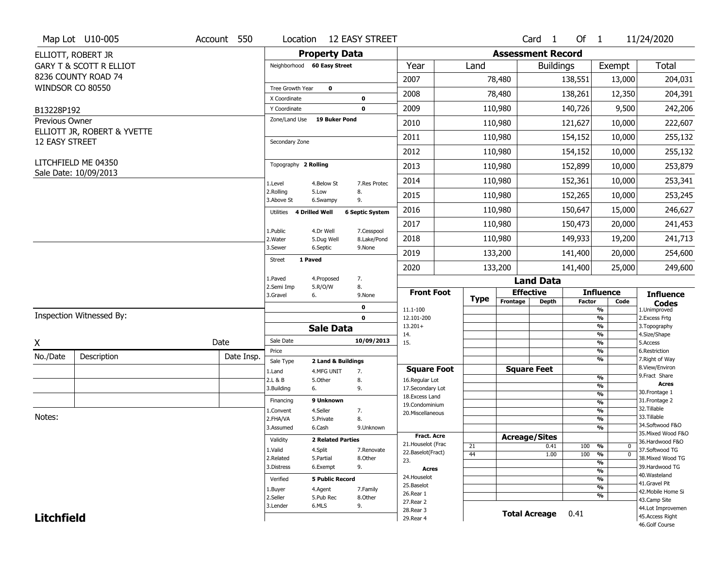Map Lot U10-005 | Account 550 | Location 12 EASTY STREET | Card 1 Of 1 | 11/24/2020

ELLIOTT, ROBERT JR
GARY T & SCOTT R ELLIOT
8236 COUNTY ROAD 74
WINDSOR CO 80550

B13228P192

Previous Owner
ELLIOTT JR, ROBERT & YVETTE
12 EASY STREET

LITCHFIELD ME 04350
Sale Date: 10/09/2013

## Property Data

Neighborhood: 60 Easy Street
Tree Growth Year: 0
X Coordinate: 0
Y Coordinate: 0
Zone/Land Use: 19 Buker Pond
Secondary Zone:

Topography: 2 Rolling

| | | |
|---|---|---|
| 1.Level | 4.Below St | 7.Res Protec |
| 2.Rolling | 5.Low | 8. |
| 3.Above St | 6.Swampy | 9. |

Utilities: 4 Drilled Well, 6 Septic System

| | | |
|---|---|---|
| 1.Public | 4.Dr Well | 7.Cesspool |
| 2.Water | 5.Dug Well | 8.Lake/Pond |
| 3.Sewer | 6.Septic | 9.None |

Street: 1 Paved

| | | |
|---|---|---|
| 1.Paved | 4.Proposed | 7. |
| 2.Semi Imp | 5.R/O/W | 8. |
| 3.Gravel | 6. | 9.None |

0
0

## Sale Data

Sale Date: 10/09/2013
Price:
Sale Type: 2 Land & Buildings

| | | |
|---|---|---|
| 1.Land | 4.MFG UNIT | 7. |
| 2.L & B | 5.Other | 8. |
| 3.Building | 6. | 9. |

Financing: 9 Unknown

| | | |
|---|---|---|
| 1.Convent | 4.Seller | 7. |
| 2.FHA/VA | 5.Private | 8. |
| 3.Assumed | 6.Cash | 9.Unknown |

Validity: 2 Related Parties

| | | |
|---|---|---|
| 1.Valid | 4.Split | 7.Renovate |
| 2.Related | 5.Partial | 8.Other |
| 3.Distress | 6.Exempt | 9. |

Verified: 5 Public Record

| | | |
|---|---|---|
| 1.Buyer | 4.Agent | 7.Family |
| 2.Seller | 5.Pub Rec | 8.Other |
| 3.Lender | 6.MLS | 9. |

## Assessment Record

| Year | Land | Buildings | Exempt | Total |
|---|---|---|---|---|
| 2007 | 78,480 | 138,551 | 13,000 | 204,031 |
| 2008 | 78,480 | 138,261 | 12,350 | 204,391 |
| 2009 | 110,980 | 140,726 | 9,500 | 242,206 |
| 2010 | 110,980 | 121,627 | 10,000 | 222,607 |
| 2011 | 110,980 | 154,152 | 10,000 | 255,132 |
| 2012 | 110,980 | 154,152 | 10,000 | 255,132 |
| 2013 | 110,980 | 152,899 | 10,000 | 253,879 |
| 2014 | 110,980 | 152,361 | 10,000 | 253,341 |
| 2015 | 110,980 | 152,265 | 10,000 | 253,245 |
| 2016 | 110,980 | 150,647 | 15,000 | 246,627 |
| 2017 | 110,980 | 150,473 | 20,000 | 241,453 |
| 2018 | 110,980 | 149,933 | 19,200 | 241,713 |
| 2019 | 133,200 | 141,400 | 20,000 | 254,600 |
| 2020 | 133,200 | 141,400 | 25,000 | 249,600 |

## Land Data

| Front Foot | Type | Effective Frontage | Effective Depth | Influence Factor | Influence Code |
|---|---|---|---|---|---|
| 11.1-100 | | | | % | |
| 12.101-200 | | | | % | |
| 13.201+ | | | | % | |
| 14. | | | | % | |
| 15. | | | | % | |
| | | | | % | |
| | | | | % | |

| Square Foot | Type | Square Feet | Influence Factor | Influence Code |
|---|---|---|---|---|
| 16.Regular Lot | | | % | |
| 17.Secondary Lot | | | % | |
| 18.Excess Land | | | % | |
| 19.Condominium | | | % | |
| 20.Miscellaneous | | | % | |
| | | | % | |
| | | | % | |

| Fract. Acre / Acres | Type | Acreage/Sites | Influence Factor | Influence Code |
|---|---|---|---|---|
| 21.Houselot (Frac | 21 | 0.41 | 100 % | 0 |
| 22.Baselot(Fract) | 44 | 1.00 | 100 % | 0 |
| 23. | | | % | |
| 24.Houselot | | | % | |
| 25.Baselot | | | % | |
| 26.Rear 1 | | | % | |
| 27.Rear 2 | | | % | |
| 28.Rear 3 | | | | |
| 29.Rear 4 | | | | |

Total Acreage: 0.41

**Influence Codes**
1.Unimproved
2.Excess Frtg
3.Topography
4.Size/Shape
5.Access
6.Restriction
7.Right of Way
8.View/Environ
9.Fract Share

**Acres**
30.Frontage 1
31.Frontage 2
32.Tillable
33.Tillable
34.Softwood F&O
35.Mixed Wood F&O
36.Hardwood F&O
37.Softwood TG
38.Mixed Wood TG
39.Hardwood TG
40.Wasteland
41.Gravel Pit
42.Mobile Home Si
43.Camp Site
44.Lot Improvemen
45.Access Right
46.Golf Course

Inspection Witnessed By:

X ______________________ Date

| No./Date | Description | Date Insp. |
|---|---|---|
| | | |
| | | |
| | | |

Notes:

**Litchfield**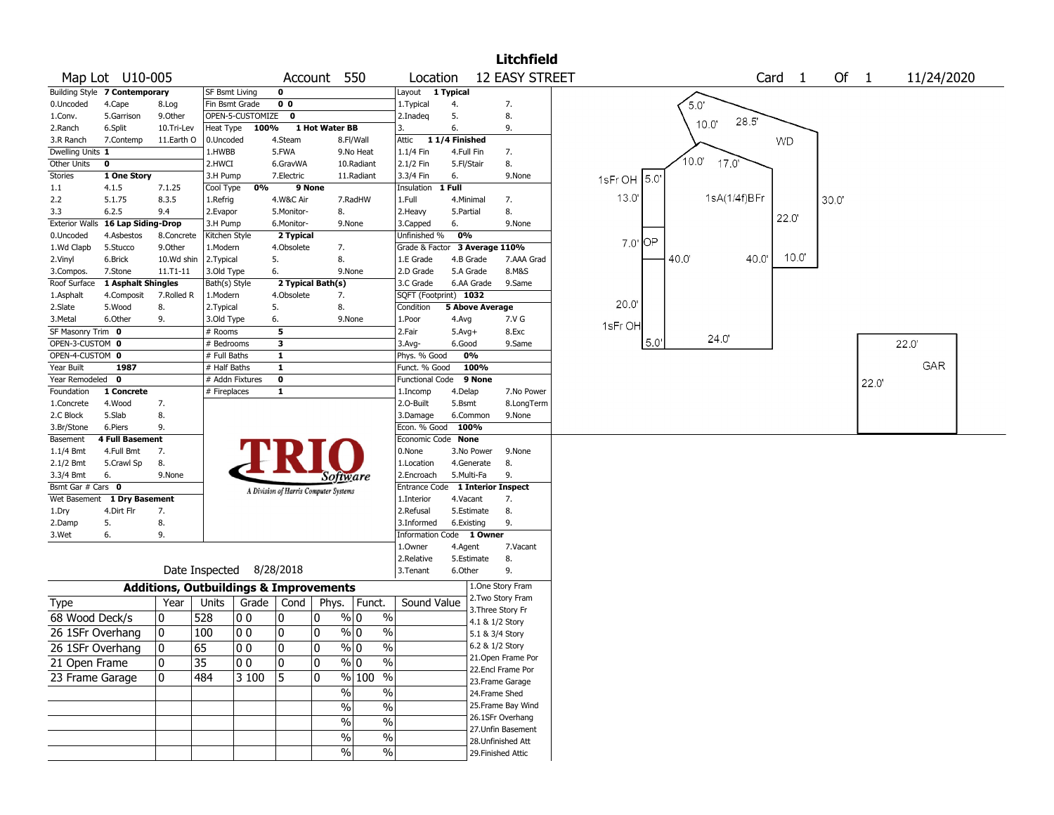# Litchfield

**Map Lot** U10-005 **Account** 550 **Location** 12 EASY STREET **Card** 1 **Of** 1 11/24/2020

| Field | Value |
|---|---|
| Building Style | 7 Contemporary |
| 0.Uncoded, 4.Cape, 8.Log, 1.Conv., 5.Garrison, 9.Other, 2.Ranch, 6.Split, 10.Tri-Lev, 3.R Ranch, 7.Contemp, 11.Earth O | |
| Dwelling Units | 1 |
| Other Units | 0 |
| Stories | 1 One Story |
| 1.1, 4.1.5, 7.1.25, 2.2, 5.1.75, 8.3.5, 3.3, 6.2.5, 9.4 | |
| Exterior Walls | 16 Lap Siding-Drop |
| 0.Uncoded, 4.Asbestos, 8.Concrete, 1.Wd Clapb, 5.Stucco, 9.Other, 2.Vinyl, 6.Brick, 10.Wd shin, 3.Compos., 7.Stone, 11.T1-11 | |
| Roof Surface | 1 Asphalt Shingles |
| 1.Asphalt, 4.Composit, 7.Rolled R, 2.Slate, 5.Wood, 8., 3.Metal, 6.Other, 9. | |
| SF Masonry Trim | 0 |
| OPEN-3-CUSTOM | 0 |
| OPEN-4-CUSTOM | 0 |
| Year Built | 1987 |
| Year Remodeled | 0 |
| Foundation | 1 Concrete |
| 1.Concrete, 4.Wood, 7., 2.C Block, 5.Slab, 8., 3.Br/Stone, 6.Piers, 9. | |
| Basement | 4 Full Basement |
| 1.1/4 Bmt, 4.Full Bmt, 7., 2.1/2 Bmt, 5.Crawl Sp, 8., 3.3/4 Bmt, 6., 9.None | |
| Bsmt Gar # Cars | 0 |
| Wet Basement | 1 Dry Basement |
| 1.Dry, 4.Dirt Flr, 7., 2.Damp, 5., 8., 3.Wet, 6., 9. | |

| Field | Value |
|---|---|
| SF Bsmt Living | 0 |
| Fin Bsmt Grade | 0 0 |
| OPEN-5-CUSTOMIZE | 0 |
| Heat Type | 100% 1 Hot Water BB |
| 0.Uncoded, 4.Steam, 8.Fl/Wall, 1.HWBB, 5.FWA, 9.No Heat, 2.HWCI, 6.GravWA, 10.Radiant, 3.H Pump, 7.Electric, 11.Radiant | |
| Cool Type | 0% 9 None |
| 1.Refrig, 4.W&C Air, 7.RadHW, 2.Evapor, 5.Monitor-, 8., 3.H Pump, 6.Monitor-, 9.None | |
| Kitchen Style | 2 Typical |
| 1.Modern, 4.Obsolete, 7., 2.Typical, 5., 8., 3.Old Type, 6., 9.None | |
| Bath(s) Style | 2 Typical Bath(s) |
| 1.Modern, 4.Obsolete, 7., 2.Typical, 5., 8., 3.Old Type, 6., 9.None | |
| # Rooms | 5 |
| # Bedrooms | 3 |
| # Full Baths | 1 |
| # Half Baths | 1 |
| # Addn Fixtures | 0 |
| # Fireplaces | 1 |

| Field | Value |
|---|---|
| Layout | 1 Typical |
| 1.Typical, 4., 7., 2.Inadeq, 5., 8., 3., 6., 9. | |
| Attic | 1 1/4 Finished |
| 1.1/4 Fin, 4.Full Fin, 7., 2.1/2 Fin, 5.Fl/Stair, 8., 3.3/4 Fin, 6., 9.None | |
| Insulation | 1 Full |
| 1.Full, 4.Minimal, 7., 2.Heavy, 5.Partial, 8., 3.Capped, 6., 9.None | |
| Unfinished % | 0% |
| Grade & Factor | 3 Average 110% |
| 1.E Grade, 4.B Grade, 7.AAA Grad, 2.D Grade, 5.A Grade, 8.M&S, 3.C Grade, 6.AA Grade, 9.Same | |
| SQFT (Footprint) | 1032 |
| Condition | 5 Above Average |
| 1.Poor, 4.Avg, 7.V G, 2.Fair, 5.Avg+, 8.Exc, 3.Avg-, 6.Good, 9.Same | |
| Phys. % Good | 0% |
| Funct. % Good | 100% |
| Functional Code | 9 None |
| 1.Incomp, 4.Delap, 7.No Power, 2.O-Built, 5.Bsmt, 8.LongTerm, 3.Damage, 6.Common, 9.None | |
| Econ. % Good | 100% |
| Economic Code | None |
| 0.None, 3.No Power, 9.None, 1.Location, 4.Generate, 8., 2.Encroach, 5.Multi-Fa, 9. | |
| Entrance Code | 1 Interior Inspect |
| 1.Interior, 4.Vacant, 7., 2.Refusal, 5.Estimate, 8., 3.Informed, 6.Existing, 9. | |
| Information Code | 1 Owner |
| 1.Owner, 4.Agent, 7.Vacant, 2.Relative, 5.Estimate, 8., 3.Tenant, 6.Other, 9. | |

Date Inspected 8/28/2018

## Additions, Outbuildings & Improvements

| Type | Year | Units | Grade | Cond | Phys. | Funct. | Sound Value |
|---|---|---|---|---|---|---|---|
| 68 Wood Deck/s | 0 | 528 | 0 0 | 0 | 0 % | 0 % | |
| 26 1SFr Overhang | 0 | 100 | 0 0 | 0 | 0 % | 0 % | |
| 26 1SFr Overhang | 0 | 65 | 0 0 | 0 | 0 % | 0 % | |
| 21 Open Frame | 0 | 35 | 0 0 | 0 | 0 % | 0 % | |
| 23 Frame Garage | 0 | 484 | 3 100 | 5 | 0 % | 100 % | |

1.One Story Fram, 2.Two Story Fram, 3.Three Story Fr, 4.1 & 1/2 Story, 5.1 & 3/4 Story, 6.2 & 1/2 Story, 21.Open Frame Por, 22.Encl Frame Por, 23.Frame Garage, 24.Frame Shed, 25.Frame Bay Wind, 26.1SFr Overhang, 27.Unfin Basement, 28.Unfinished Att, 29.Finished Attic

Sketch labels: WD, 1sA(1/4f)BFr, 1sFr OH, OP, GAR; dimensions 5.0', 10.0', 28.5', 10.0', 17.0', 30.0', 13.0', 22.0', 7.0', 40.0', 40.0', 10.0', 20.0', 24.0', 5.0', 22.0', 22.0'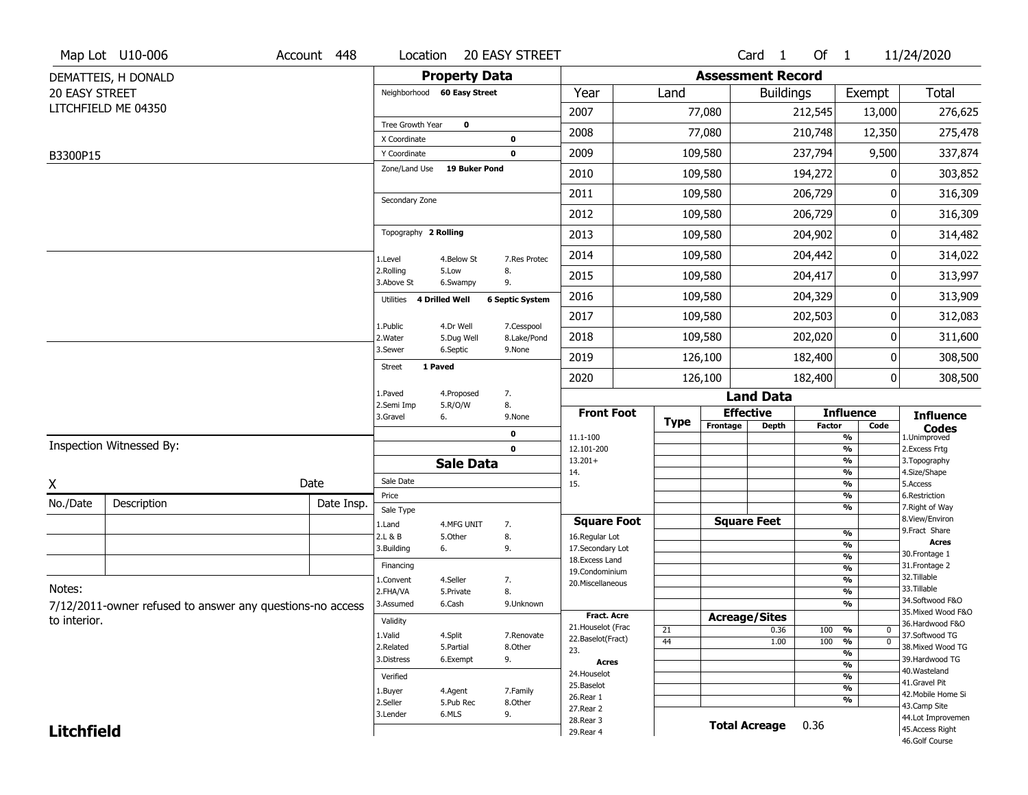Map Lot U10-006 | Account 448 | Location 20 EASY STREET | Card 1 Of 1 | 11/24/2020

DEMATTEIS, H DONALD
20 EASY STREET
LITCHFIELD ME 04350

B3300P15

## Property Data

Neighborhood **60 Easy Street**

Tree Growth Year **0**
X Coordinate **0**
Y Coordinate **0**
Zone/Land Use **19 Buker Pond**

Secondary Zone

Topography **2 Rolling**

| | | |
|---|---|---|
| 1.Level | 4.Below St | 7.Res Protec |
| 2.Rolling | 5.Low | 8. |
| 3.Above St | 6.Swampy | 9. |

Utilities **4 Drilled Well** **6 Septic System**

| | | |
|---|---|---|
| 1.Public | 4.Dr Well | 7.Cesspool |
| 2.Water | 5.Dug Well | 8.Lake/Pond |
| 3.Sewer | 6.Septic | 9.None |

Street **1 Paved**

| | | |
|---|---|---|
| 1.Paved | 4.Proposed | 7. |
| 2.Semi Imp | 5.R/O/W | 8. |
| 3.Gravel | 6. | 9.None |

0
0

## Assessment Record

| Year | Land | Buildings | Exempt | Total |
|---|---|---|---|---|
| 2007 | 77,080 | 212,545 | 13,000 | 276,625 |
| 2008 | 77,080 | 210,748 | 12,350 | 275,478 |
| 2009 | 109,580 | 237,794 | 9,500 | 337,874 |
| 2010 | 109,580 | 194,272 | 0 | 303,852 |
| 2011 | 109,580 | 206,729 | 0 | 316,309 |
| 2012 | 109,580 | 206,729 | 0 | 316,309 |
| 2013 | 109,580 | 204,902 | 0 | 314,482 |
| 2014 | 109,580 | 204,442 | 0 | 314,022 |
| 2015 | 109,580 | 204,417 | 0 | 313,997 |
| 2016 | 109,580 | 204,329 | 0 | 313,909 |
| 2017 | 109,580 | 202,503 | 0 | 312,083 |
| 2018 | 109,580 | 202,020 | 0 | 311,600 |
| 2019 | 126,100 | 182,400 | 0 | 308,500 |
| 2020 | 126,100 | 182,400 | 0 | 308,500 |

## Land Data

| Front Foot | Type | Effective Frontage | Effective Depth | Influence Factor | Influence Code |
|---|---|---|---|---|---|
| 11.1-100 | | | | % | |
| 12.101-200 | | | | % | |
| 13.201+ | | | | % | |
| 14. | | | | % | |
| 15. | | | | % | |
| | | | | % | |
| | | | | % | |

| Square Foot | Square Feet | | |
|---|---|---|---|
| 16.Regular Lot | | % | |
| 17.Secondary Lot | | % | |
| 18.Excess Land | | % | |
| 19.Condominium | | % | |
| 20.Miscellaneous | | % | |
| | | % | |
| | | % | |

| Fract. Acre | Type | Acreage/Sites | Factor | Code |
|---|---|---|---|---|
| 21.Houselot (Frac | 21 | 0.36 | 100 % | 0 |
| 22.Baselot(Fract) | 44 | 1.00 | 100 % | 0 |
| 23. | | | % | |
| **Acres** | | | % | |
| 24.Houselot | | | % | |
| 25.Baselot | | | % | |
| 26.Rear 1 | | | % | |
| 27.Rear 2 | | | | |
| 28.Rear 3 | | | | |
| 29.Rear 4 | | | | |

**Total Acreage** 0.36

### Influence Codes

1.Unimproved
2.Excess Frtg
3.Topography
4.Size/Shape
5.Access
6.Restriction
7.Right of Way
8.View/Environ
9.Fract Share

**Acres**

30.Frontage 1
31.Frontage 2
32.Tillable
33.Tillable
34.Softwood F&O
35.Mixed Wood F&O
36.Hardwood F&O
37.Softwood TG
38.Mixed Wood TG
39.Hardwood TG
40.Wasteland
41.Gravel Pit
42.Mobile Home Si
43.Camp Site
44.Lot Improvemen
45.Access Right
46.Golf Course

## Sale Data

Sale Date
Price
Sale Type

| | | |
|---|---|---|
| 1.Land | 4.MFG UNIT | 7. |
| 2.L & B | 5.Other | 8. |
| 3.Building | 6. | 9. |

Financing

| | | |
|---|---|---|
| 1.Convent | 4.Seller | 7. |
| 2.FHA/VA | 5.Private | 8. |
| 3.Assumed | 6.Cash | 9.Unknown |

Validity

| | | |
|---|---|---|
| 1.Valid | 4.Split | 7.Renovate |
| 2.Related | 5.Partial | 8.Other |
| 3.Distress | 6.Exempt | 9. |

Verified

| | | |
|---|---|---|
| 1.Buyer | 4.Agent | 7.Family |
| 2.Seller | 5.Pub Rec | 8.Other |
| 3.Lender | 6.MLS | 9. |

Inspection Witnessed By:

X ______________________ Date

| No./Date | Description | Date Insp. |
|---|---|---|
| | | |
| | | |
| | | |

Notes:

7/12/2011-owner refused to answer any questions-no access to interior.

**Litchfield**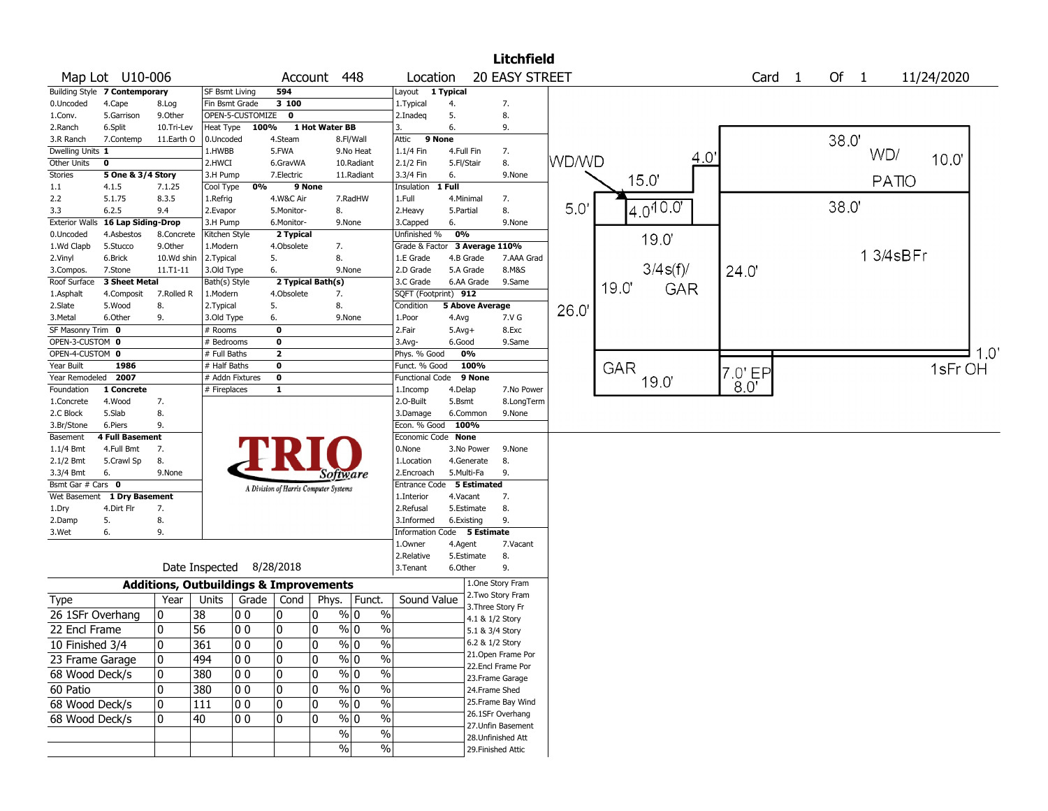# Litchfield

**Map Lot** U10-006 **Account** 448 **Location** 20 EASY STREET **Card** 1 **Of** 1 11/24/2020

| Building Style | 7 Contemporary | | SF Bsmt Living | 594 | | Layout | 1 Typical | |
|---|---|---|---|---|---|---|---|---|
| 0.Uncoded | 4.Cape | 8.Log | Fin Bsmt Grade | 3 100 | | 1.Typical | 4. | 7. |
| 1.Conv. | 5.Garrison | 9.Other | OPEN-5-CUSTOMIZE | 0 | | 2.Inadeq | 5. | 8. |
| 2.Ranch | 6.Split | 10.Tri-Lev | Heat Type 100% | 1 Hot Water BB | | 3. | 6. | 9. |
| 3.R Ranch | 7.Contemp | 11.Earth O | 0.Uncoded | 4.Steam | 8.Fl/Wall | Attic | 9 None | |
| Dwelling Units | 1 | | 1.HWBB | 5.FWA | 9.No Heat | 1.1/4 Fin | 4.Full Fin | 7. |
| Other Units | 0 | | 2.HWCI | 6.GravWA | 10.Radiant | 2.1/2 Fin | 5.Fl/Stair | 8. |
| Stories | 5 One & 3/4 Story | | 3.H Pump | 7.Electric | 11.Radiant | 3.3/4 Fin | 6. | 9.None |
| 1.1 | 4.1.5 | 7.1.25 | Cool Type 0% | 9 None | | Insulation | 1 Full | |
| 2.2 | 5.1.75 | 8.3.5 | 1.Refrig | 4.W&C Air | 7.RadHW | 1.Full | 4.Minimal | 7. |
| 3.3 | 6.2.5 | 9.4 | 2.Evapor | 5.Monitor- | 8. | 2.Heavy | 5.Partial | 8. |
| Exterior Walls | 16 Lap Siding-Drop | | 3.H Pump | 6.Monitor- | 9.None | 3.Capped | 6. | 9.None |
| 0.Uncoded | 4.Asbestos | 8.Concrete | Kitchen Style | 2 Typical | | Unfinished % | 0% | |
| 1.Wd Clapb | 5.Stucco | 9.Other | 1.Modern | 4.Obsolete | 7. | Grade & Factor | 3 Average 110% | |
| 2.Vinyl | 6.Brick | 10.Wd shin | 2.Typical | 5. | 8. | 1.E Grade | 4.B Grade | 7.AAA Grad |
| 3.Compos. | 7.Stone | 11.T1-11 | 3.Old Type | 6. | 9.None | 2.D Grade | 5.A Grade | 8.M&S |
| Roof Surface | 3 Sheet Metal | | Bath(s) Style | 2 Typical Bath(s) | | 3.C Grade | 6.AA Grade | 9.Same |
| 1.Asphalt | 4.Composit | 7.Rolled R | 1.Modern | 4.Obsolete | 7. | SQFT (Footprint) | 912 | |
| 2.Slate | 5.Wood | 8. | 2.Typical | 5. | 8. | Condition | 5 Above Average | |
| 3.Metal | 6.Other | 9. | 3.Old Type | 6. | 9.None | 1.Poor | 4.Avg | 7.V G |
| SF Masonry Trim | 0 | | # Rooms | 0 | | 2.Fair | 5.Avg+ | 8.Exc |
| OPEN-3-CUSTOM | 0 | | # Bedrooms | 0 | | 3.Avg- | 6.Good | 9.Same |
| OPEN-4-CUSTOM | 0 | | # Full Baths | 2 | | Phys. % Good | 0% | |
| Year Built | 1986 | | # Half Baths | 0 | | Funct. % Good | 100% | |
| Year Remodeled | 2007 | | # Addn Fixtures | 0 | | Functional Code | 9 None | |
| Foundation | 1 Concrete | | # Fireplaces | 1 | | 1.Incomp | 4.Delap | 7.No Power |
| 1.Concrete | 4.Wood | 7. | | | | 2.O-Built | 5.Bsmt | 8.LongTerm |
| 2.C Block | 5.Slab | 8. | | | | 3.Damage | 6.Common | 9.None |
| 3.Br/Stone | 6.Piers | 9. | | | | Econ. % Good | 100% | |
| Basement | 4 Full Basement | | | | | Economic Code | None | |
| 1.1/4 Bmt | 4.Full Bmt | 7. | | | | 0.None | 3.No Power | 9.None |
| 2.1/2 Bmt | 5.Crawl Sp | 8. | | | | 1.Location | 4.Generate | 8. |
| 3.3/4 Bmt | 6. | 9.None | | | | 2.Encroach | 5.Multi-Fa | 9. |
| Bsmt Gar # Cars | 0 | | | | | Entrance Code | 5 Estimated | |
| Wet Basement | 1 Dry Basement | | | | | 1.Interior | 4.Vacant | 7. |
| 1.Dry | 4.Dirt Flr | 7. | | | | 2.Refusal | 5.Estimate | 8. |
| 2.Damp | 5. | 8. | | | | 3.Informed | 6.Existing | 9. |
| 3.Wet | 6. | 9. | | | | Information Code | 5 Estimate | |
| | | | | | | 1.Owner | 4.Agent | 7.Vacant |
| | | | | | | 2.Relative | 5.Estimate | 8. |
| | | | | | | 3.Tenant | 6.Other | 9. |

TRIO Software — A Division of Harris Computer Systems

Date Inspected 8/28/2018

## Additions, Outbuildings & Improvements

| Type | Year | Units | Grade | Cond | Phys. | Funct. | Sound Value |
|---|---|---|---|---|---|---|---|
| 26 1SFr Overhang | 0 | 38 | 0 0 | 0 | 0 % | 0 % | |
| 22 Encl Frame | 0 | 56 | 0 0 | 0 | 0 % | 0 % | |
| 10 Finished 3/4 | 0 | 361 | 0 0 | 0 | 0 % | 0 % | |
| 23 Frame Garage | 0 | 494 | 0 0 | 0 | 0 % | 0 % | |
| 68 Wood Deck/s | 0 | 380 | 0 0 | 0 | 0 % | 0 % | |
| 60 Patio | 0 | 380 | 0 0 | 0 | 0 % | 0 % | |
| 68 Wood Deck/s | 0 | 111 | 0 0 | 0 | 0 % | 0 % | |
| 68 Wood Deck/s | 0 | 40 | 0 0 | 0 | 0 % | 0 % | |
| | | | | | % | % | |
| | | | | | % | % | |

1.One Story Fram, 2.Two Story Fram, 3.Three Story Fr, 4.1 & 1/2 Story, 5.1 & 3/4 Story, 6.2 & 1/2 Story, 21.Open Frame Por, 22.Encl Frame Por, 23.Frame Garage, 24.Frame Shed, 25.Frame Bay Wind, 26.1SFr Overhang, 27.Unfin Basement, 28.Unfinished Att, 29.Finished Attic

Sketch labels: WD/WD, 4.0', 15.0', 5.0', 4.0', 10.0', 19.0', 3/4s(f)/ GAR, 19.0', 26.0', GAR 19.0', 38.0', WD/ PATIO, 10.0', 38.0', 1 3/4sBFr, 24.0', 7.0' EP 8.0', 1.0', 1sFr OH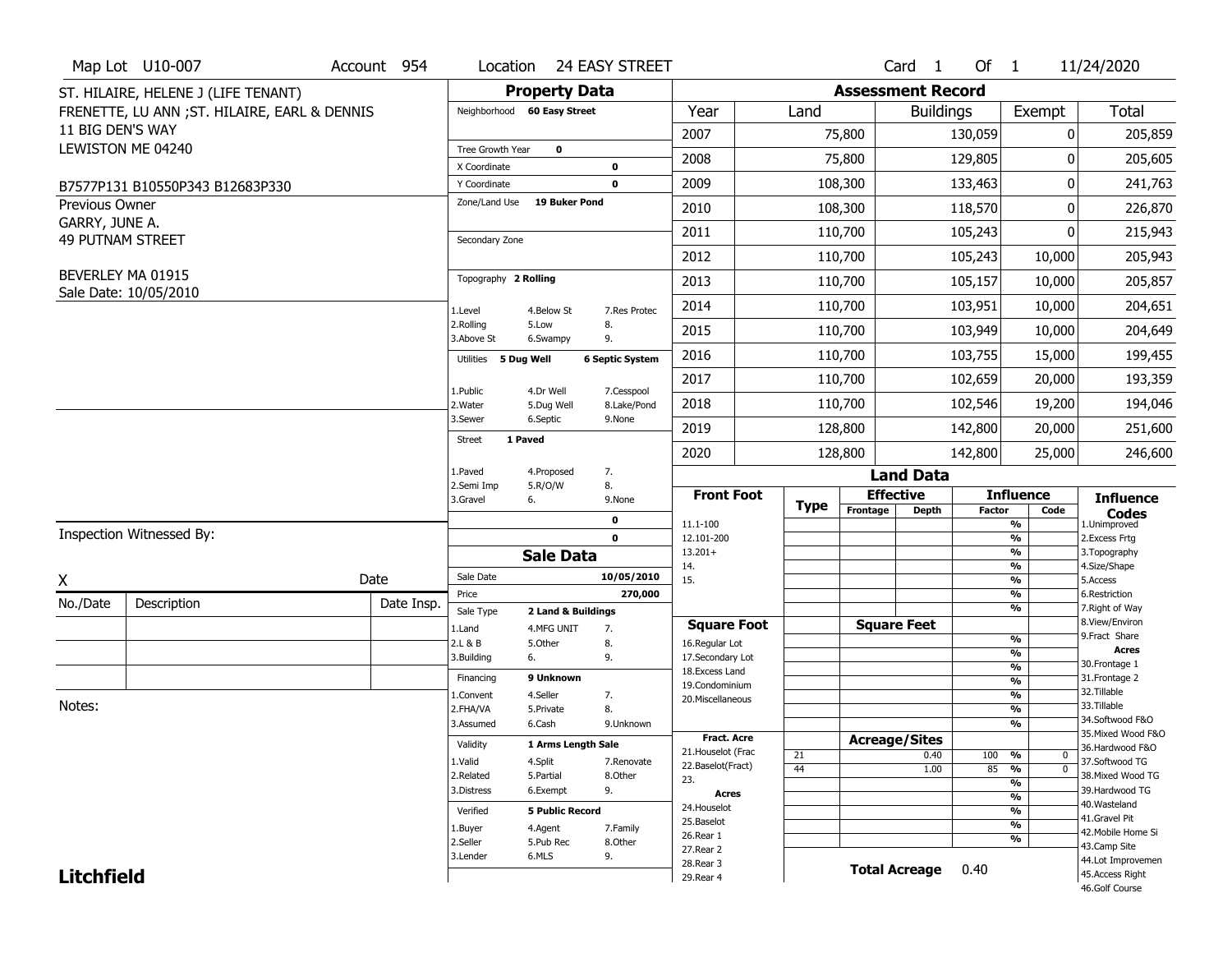Map Lot U10-007 | Account 954 | Location 24 EASY STREET | Card 1 Of 1 | 11/24/2020

ST. HILAIRE, HELENE J (LIFE TENANT)
FRENETTE, LU ANN ;ST. HILAIRE, EARL & DENNIS
11 BIG DEN'S WAY
LEWISTON ME 04240

B7577P131 B10550P343 B12683P330

Previous Owner
GARRY, JUNE A.
49 PUTNAM STREET

BEVERLEY MA 01915
Sale Date: 10/05/2010

## Property Data

Neighborhood: 60 Easy Street
Tree Growth Year: 0
X Coordinate: 0
Y Coordinate: 0
Zone/Land Use: 19 Buker Pond
Secondary Zone:

Topography: 2 Rolling
1.Level 4.Below St 7.Res Protec
2.Rolling 5.Low 8.
3.Above St 6.Swampy 9.

Utilities: 5 Dug Well, 6 Septic System
1.Public 4.Dr Well 7.Cesspool
2.Water 5.Dug Well 8.Lake/Pond
3.Sewer 6.Septic 9.None

Street: 1 Paved
1.Paved 4.Proposed 7.
2.Semi Imp 5.R/O/W 8.
3.Gravel 6. 9.None

0
0

## Sale Data

| | |
|---|---|
| Sale Date | 10/05/2010 |
| Price | 270,000 |
| Sale Type | 2 Land & Buildings |

1.Land 4.MFG UNIT 7.
2.L & B 5.Other 8.
3.Building 6. 9.

Financing: 9 Unknown
1.Convent 4.Seller 7.
2.FHA/VA 5.Private 8.
3.Assumed 6.Cash 9.Unknown

Validity: 1 Arms Length Sale
1.Valid 4.Split 7.Renovate
2.Related 5.Partial 8.Other
3.Distress 6.Exempt 9.

Verified: 5 Public Record
1.Buyer 4.Agent 7.Family
2.Seller 5.Pub Rec 8.Other
3.Lender 6.MLS 9.

## Assessment Record

| Year | Land | Buildings | Exempt | Total |
|---|---|---|---|---|
| 2007 | 75,800 | 130,059 | 0 | 205,859 |
| 2008 | 75,800 | 129,805 | 0 | 205,605 |
| 2009 | 108,300 | 133,463 | 0 | 241,763 |
| 2010 | 108,300 | 118,570 | 0 | 226,870 |
| 2011 | 110,700 | 105,243 | 0 | 215,943 |
| 2012 | 110,700 | 105,243 | 10,000 | 205,943 |
| 2013 | 110,700 | 105,157 | 10,000 | 205,857 |
| 2014 | 110,700 | 103,951 | 10,000 | 204,651 |
| 2015 | 110,700 | 103,949 | 10,000 | 204,649 |
| 2016 | 110,700 | 103,755 | 15,000 | 199,455 |
| 2017 | 110,700 | 102,659 | 20,000 | 193,359 |
| 2018 | 110,700 | 102,546 | 19,200 | 194,046 |
| 2019 | 128,800 | 142,800 | 20,000 | 251,600 |
| 2020 | 128,800 | 142,800 | 25,000 | 246,600 |

## Land Data

Front Foot: 11.1-100, 12.101-200, 13.201+, 14., 15.
Square Foot: 16.Regular Lot, 17.Secondary Lot, 18.Excess Land, 19.Condominium, 20.Miscellaneous
Fract. Acre: 21.Houselot (Frac, 22.Baselot(Fract), 23.
Acres: 24.Houselot, 25.Baselot, 26.Rear 1, 27.Rear 2, 28.Rear 3, 29.Rear 4

Acreage/Sites

| Type | Acreage/Sites | Influence Factor | Code |
|---|---|---|---|
| 21 | 0.40 | 100 % | 0 |
| 44 | 1.00 | 85 % | 0 |

Total Acreage 0.40

Influence Codes: 1.Unimproved, 2.Excess Frtg, 3.Topography, 4.Size/Shape, 5.Access, 6.Restriction, 7.Right of Way, 8.View/Environ, 9.Fract Share

Acres: 30.Frontage 1, 31.Frontage 2, 32.Tillable, 33.Tillable, 34.Softwood F&O, 35.Mixed Wood F&O, 36.Hardwood F&O, 37.Softwood TG, 38.Mixed Wood TG, 39.Hardwood TG, 40.Wasteland, 41.Gravel Pit, 42.Mobile Home Si, 43.Camp Site, 44.Lot Improvemen, 45.Access Right, 46.Golf Course

Inspection Witnessed By:

X Date

| No./Date | Description | Date Insp. |
|---|---|---|
| | | |
| | | |
| | | |

Notes:

**Litchfield**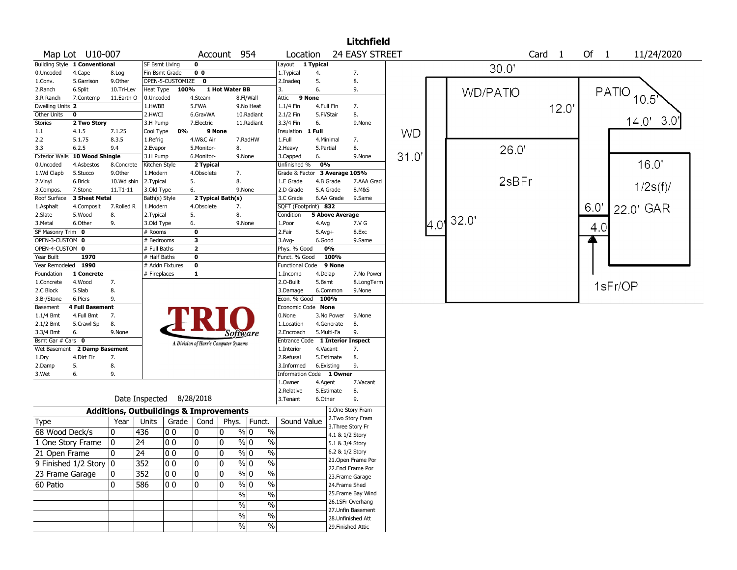# Litchfield

**Map Lot** U10-007 **Account** 954 **Location** 24 EASY STREET **Card** 1 **Of** 1 11/24/2020

| Field | Value | | | | |
|---|---|---|---|---|---|
| Building Style | 1 Conventional | | | | |
| 0.Uncoded | 4.Cape | 8.Log | | | |
| 1.Conv. | 5.Garrison | 9.Other | | | |
| 2.Ranch | 6.Split | 10.Tri-Lev | | | |
| 3.R Ranch | 7.Contemp | 11.Earth O | | | |
| Dwelling Units | 2 | | | | |
| Other Units | 0 | | | | |
| Stories | 2 Two Story | | | | |
| 1.1 | 4.1.5 | 7.1.25 | | | |
| 2.2 | 5.1.75 | 8.3.5 | | | |
| 3.3 | 6.2.5 | 9.4 | | | |
| Exterior Walls | 10 Wood Shingle | | | | |
| 0.Uncoded | 4.Asbestos | 8.Concrete | | | |
| 1.Wd Clapb | 5.Stucco | 9.Other | | | |
| 2.Vinyl | 6.Brick | 10.Wd shin | | | |
| 3.Compos. | 7.Stone | 11.T1-11 | | | |
| Roof Surface | 3 Sheet Metal | | | | |
| 1.Asphalt | 4.Composit | 7.Rolled R | | | |
| 2.Slate | 5.Wood | 8. | | | |
| 3.Metal | 6.Other | 9. | | | |
| SF Masonry Trim | 0 | | | | |
| OPEN-3-CUSTOM | 0 | | | | |
| OPEN-4-CUSTOM | 0 | | | | |
| Year Built | 1970 | | | | |
| Year Remodeled | 1990 | | | | |
| Foundation | 1 Concrete | | | | |
| 1.Concrete | 4.Wood | 7. | | | |
| 2.C Block | 5.Slab | 8. | | | |
| 3.Br/Stone | 6.Piers | 9. | | | |
| Basement | 4 Full Basement | | | | |
| 1.1/4 Bmt | 4.Full Bmt | 7. | | | |
| 2.1/2 Bmt | 5.Crawl Sp | 8. | | | |
| 3.3/4 Bmt | 6. | 9.None | | | |
| Bsmt Gar # Cars | 0 | | | | |
| Wet Basement | 2 Damp Basement | | | | |
| 1.Dry | 4.Dirt Flr | 7. | | | |
| 2.Damp | 5. | 8. | | | |
| 3.Wet | 6. | 9. | | | |

| Field | Value | | |
|---|---|---|---|
| SF Bsmt Living | 0 | | |
| Fin Bsmt Grade | 0 0 | | |
| OPEN-5-CUSTOMIZE | 0 | | |
| Heat Type | 100% | 1 Hot Water BB | |
| 0.Uncoded | 4.Steam | 8.Fl/Wall | |
| 1.HWBB | 5.FWA | 9.No Heat | |
| 2.HWCI | 6.GravWA | 10.Radiant | |
| 3.H Pump | 7.Electric | 11.Radiant | |
| Cool Type | 0% | 9 None | |
| 1.Refrig | 4.W&C Air | 7.RadHW | |
| 2.Evapor | 5.Monitor- | 8. | |
| 3.H Pump | 6.Monitor- | 9.None | |
| Kitchen Style | 2 Typical | | |
| 1.Modern | 4.Obsolete | 7. | |
| 2.Typical | 5. | 8. | |
| 3.Old Type | 6. | 9.None | |
| Bath(s) Style | 2 Typical Bath(s) | | |
| 1.Modern | 4.Obsolete | 7. | |
| 2.Typical | 5. | 8. | |
| 3.Old Type | 6. | 9.None | |
| # Rooms | 0 | | |
| # Bedrooms | 3 | | |
| # Full Baths | 2 | | |
| # Half Baths | 0 | | |
| # Addn Fixtures | 0 | | |
| # Fireplaces | 1 | | |

| Field | Value | | |
|---|---|---|---|
| Layout | 1 Typical | | |
| 1.Typical | 4. | 7. | |
| 2.Inadeq | 5. | 8. | |
| 3. | 6. | 9. | |
| Attic | 9 None | | |
| 1.1/4 Fin | 4.Full Fin | 7. | |
| 2.1/2 Fin | 5.Fl/Stair | 8. | |
| 3.3/4 Fin | 6. | 9.None | |
| Insulation | 1 Full | | |
| 1.Full | 4.Minimal | 7. | |
| 2.Heavy | 5.Partial | 8. | |
| 3.Capped | 6. | 9.None | |
| Unfinished % | 0% | | |
| Grade & Factor | 3 Average 105% | | |
| 1.E Grade | 4.B Grade | 7.AAA Grad | |
| 2.D Grade | 5.A Grade | 8.M&S | |
| 3.C Grade | 6.AA Grade | 9.Same | |
| SQFT (Footprint) | 832 | | |
| Condition | 5 Above Average | | |
| 1.Poor | 4.Avg | 7.V G | |
| 2.Fair | 5.Avg+ | 8.Exc | |
| 3.Avg- | 6.Good | 9.Same | |
| Phys. % Good | 0% | | |
| Funct. % Good | 100% | | |
| Functional Code | 9 None | | |
| 1.Incomp | 4.Delap | 7.No Power | |
| 2.O-Built | 5.Bsmt | 8.LongTerm | |
| 3.Damage | 6.Common | 9.None | |
| Econ. % Good | 100% | | |
| Economic Code | None | | |
| 0.None | 3.No Power | 9.None | |
| 1.Location | 4.Generate | 8. | |
| 2.Encroach | 5.Multi-Fa | 9. | |
| Entrance Code | 1 Interior Inspect | | |
| 1.Interior | 4.Vacant | 7. | |
| 2.Refusal | 5.Estimate | 8. | |
| 3.Informed | 6.Existing | 9. | |
| Information Code | 1 Owner | | |
| 1.Owner | 4.Agent | 7.Vacant | |
| 2.Relative | 5.Estimate | 8. | |
| 3.Tenant | 6.Other | 9. | |

Date Inspected 8/28/2018

## Additions, Outbuildings & Improvements

| Type | Year | Units | Grade | Cond | Phys. | Funct. | Sound Value |
|---|---|---|---|---|---|---|---|
| 68 Wood Deck/s | 0 | 436 | 0 0 | 0 | 0 % | 0 % | |
| 1 One Story Frame | 0 | 24 | 0 0 | 0 | 0 % | 0 % | |
| 21 Open Frame | 0 | 24 | 0 0 | 0 | 0 % | 0 % | |
| 9 Finished 1/2 Story | 0 | 352 | 0 0 | 0 | 0 % | 0 % | |
| 23 Frame Garage | 0 | 352 | 0 0 | 0 | 0 % | 0 % | |
| 60 Patio | 0 | 586 | 0 0 | 0 | 0 % | 0 % | |
| | | | | | % | % | |
| | | | | | % | % | |
| | | | | | % | % | |
| | | | | | % | % | |

1.One Story Fram
2.Two Story Fram
3.Three Story Fr
4.1 & 1/2 Story
5.1 & 3/4 Story
6.2 & 1/2 Story
21.Open Frame Por
22.Encl Frame Por
23.Frame Garage
24.Frame Shed
25.Frame Bay Wind
26.1SFr Overhang
27.Unfin Basement
28.Unfinished Att
29.Finished Attic

Sketch labels: 30.0' WD/PATIO 12.0' PATIO 10.5' 14.0' 3.0' WD 31.0' 26.0' 2sBFr 16.0' 1/2s(f)/ 6.0' 22.0' GAR 4.0' 32.0' 4.0' 1sFr/OP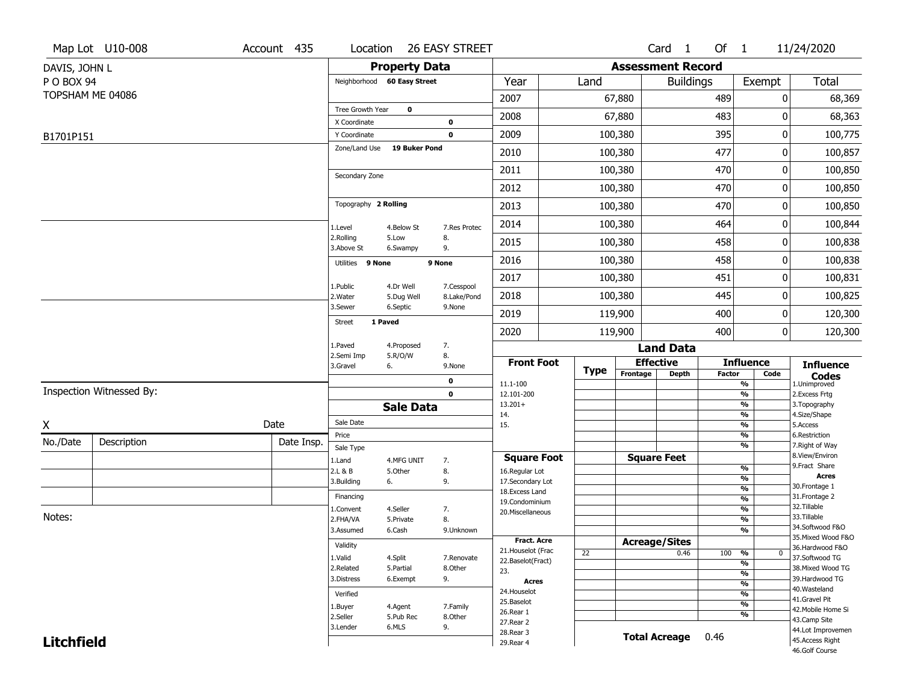Map Lot U10-008 | Account 435 | Location 26 EASY STREET | Card 1 Of 1 | 11/24/2020

DAVIS, JOHN L
P O BOX 94
TOPSHAM ME 04086

B1701P151

## Property Data

Neighborhood **60 Easy Street**

Tree Growth Year **0**
X Coordinate **0**
Y Coordinate **0**
Zone/Land Use **19 Buker Pond**

Secondary Zone

Topography **2 Rolling**

1.Level 4.Below St 7.Res Protec
2.Rolling 5.Low 8.
3.Above St 6.Swampy 9.

Utilities **9 None** **9 None**

1.Public 4.Dr Well 7.Cesspool
2.Water 5.Dug Well 8.Lake/Pond
3.Sewer 6.Septic 9.None

Street **1 Paved**

1.Paved 4.Proposed 7.
2.Semi Imp 5.R/O/W 8.
3.Gravel 6. 9.None

**0**
**0**

## Assessment Record

| Year | Land | Buildings | Exempt | Total |
|---|---|---|---|---|
| 2007 | 67,880 | 489 | 0 | 68,369 |
| 2008 | 67,880 | 483 | 0 | 68,363 |
| 2009 | 100,380 | 395 | 0 | 100,775 |
| 2010 | 100,380 | 477 | 0 | 100,857 |
| 2011 | 100,380 | 470 | 0 | 100,850 |
| 2012 | 100,380 | 470 | 0 | 100,850 |
| 2013 | 100,380 | 470 | 0 | 100,850 |
| 2014 | 100,380 | 464 | 0 | 100,844 |
| 2015 | 100,380 | 458 | 0 | 100,838 |
| 2016 | 100,380 | 458 | 0 | 100,838 |
| 2017 | 100,380 | 451 | 0 | 100,831 |
| 2018 | 100,380 | 445 | 0 | 100,825 |
| 2019 | 119,900 | 400 | 0 | 120,300 |
| 2020 | 119,900 | 400 | 0 | 120,300 |

Inspection Witnessed By:

X Date

| No./Date | Description | Date Insp. |
|---|---|---|
| | | |
| | | |
| | | |

Notes:

## Sale Data

Sale Date
Price
Sale Type
1.Land 4.MFG UNIT 7.
2.L & B 5.Other 8.
3.Building 6. 9.

Financing
1.Convent 4.Seller 7.
2.FHA/VA 5.Private 8.
3.Assumed 6.Cash 9.Unknown

Validity
1.Valid 4.Split 7.Renovate
2.Related 5.Partial 8.Other
3.Distress 6.Exempt 9.

Verified
1.Buyer 4.Agent 7.Family
2.Seller 5.Pub Rec 8.Other
3.Lender 6.MLS 9.

## Land Data

| Front Foot | Type | Effective Frontage | Effective Depth | Influence Factor | Influence Code |
|---|---|---|---|---|---|
| 11.1-100 | | | | % | |
| 12.101-200 | | | | % | |
| 13.201+ | | | | % | |
| 14. | | | | % | |
| 15. | | | | % | |
| | | | | % | |
| **Square Foot** | | **Square Feet** | | | |
| 16.Regular Lot | | | | % | |
| 17.Secondary Lot | | | | % | |
| 18.Excess Land | | | | % | |
| 19.Condominium | | | | % | |
| 20.Miscellaneous | | | | % | |
| | | | | % | |
| | | | | % | |
| **Fract. Acre** | | **Acreage/Sites** | | | |
| 21.Houselot (Frac | 22 | | 0.46 | 100 % | 0 |
| 22.Baselot(Fract) | | | | % | |
| 23. | | | | % | |
| **Acres** | | | | % | |
| 24.Houselot | | | | % | |
| 25.Baselot | | | | % | |
| 26.Rear 1 | | | | % | |
| 27.Rear 2 | | | | | |
| 28.Rear 3 | | | | | |
| 29.Rear 4 | | | | | |

**Total Acreage** 0.46

**Influence Codes**
1.Unimproved
2.Excess Frtg
3.Topography
4.Size/Shape
5.Access
6.Restriction
7.Right of Way
8.View/Environ
9.Fract Share
**Acres**
30.Frontage 1
31.Frontage 2
32.Tillable
33.Tillable
34.Softwood F&O
35.Mixed Wood F&O
36.Hardwood F&O
37.Softwood TG
38.Mixed Wood TG
39.Hardwood TG
40.Wasteland
41.Gravel Pit
42.Mobile Home Si
43.Camp Site
44.Lot Improvemen
45.Access Right
46.Golf Course

**Litchfield**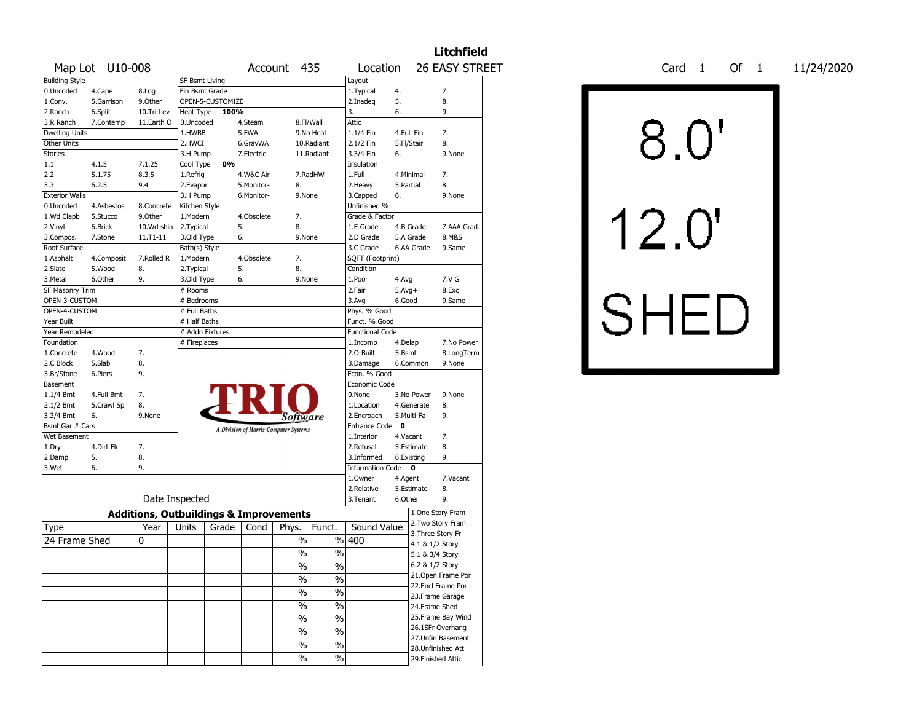# Litchfield

Map Lot U10-008 | Account 435 | Location 26 EASY STREET | Card 1 Of 1 | 11/24/2020

| Building Style | | | SF Bsmt Living | | | Layout | | |
|---|---|---|---|---|---|---|---|---|
| 0.Uncoded | 4.Cape | 8.Log | Fin Bsmt Grade | | | 1.Typical | 4. | 7. |
| 1.Conv. | 5.Garrison | 9.Other | OPEN-5-CUSTOMIZE | | | 2.Inadeq | 5. | 8. |
| 2.Ranch | 6.Split | 10.Tri-Lev | Heat Type 100% | | | 3. | 6. | 9. |
| 3.R Ranch | 7.Contemp | 11.Earth O | 0.Uncoded | 4.Steam | 8.Fl/Wall | Attic | | |
| Dwelling Units | | | 1.HWBB | 5.FWA | 9.No Heat | 1.1/4 Fin | 4.Full Fin | 7. |
| Other Units | | | 2.HWCI | 6.GravWA | 10.Radiant | 2.1/2 Fin | 5.Fl/Stair | 8. |
| Stories | | | 3.H Pump | 7.Electric | 11.Radiant | 3.3/4 Fin | 6. | 9.None |
| 1.1 | 4.1.5 | 7.1.25 | Cool Type 0% | | | Insulation | | |
| 2.2 | 5.1.75 | 8.3.5 | 1.Refrig | 4.W&C Air | 7.RadHW | 1.Full | 4.Minimal | 7. |
| 3.3 | 6.2.5 | 9.4 | 2.Evapor | 5.Monitor- | 8. | 2.Heavy | 5.Partial | 8. |
| Exterior Walls | | | 3.H Pump | 6.Monitor- | 9.None | 3.Capped | 6. | 9.None |
| 0.Uncoded | 4.Asbestos | 8.Concrete | Kitchen Style | | | Unfinished % | | |
| 1.Wd Clapb | 5.Stucco | 9.Other | 1.Modern | 4.Obsolete | 7. | Grade & Factor | | |
| 2.Vinyl | 6.Brick | 10.Wd shin | 2.Typical | 5. | 8. | 1.E Grade | 4.B Grade | 7.AAA Grad |
| 3.Compos. | 7.Stone | 11.T1-11 | 3.Old Type | 6. | 9.None | 2.D Grade | 5.A Grade | 8.M&S |
| Roof Surface | | | Bath(s) Style | | | 3.C Grade | 6.AA Grade | 9.Same |
| 1.Asphalt | 4.Composit | 7.Rolled R | 1.Modern | 4.Obsolete | 7. | SQFT (Footprint) | | |
| 2.Slate | 5.Wood | 8. | 2.Typical | 5. | 8. | Condition | | |
| 3.Metal | 6.Other | 9. | 3.Old Type | 6. | 9.None | 1.Poor | 4.Avg | 7.V G |
| SF Masonry Trim | | | # Rooms | | | 2.Fair | 5.Avg+ | 8.Exc |
| OPEN-3-CUSTOM | | | # Bedrooms | | | 3.Avg- | 6.Good | 9.Same |
| OPEN-4-CUSTOM | | | # Full Baths | | | Phys. % Good | | |
| Year Built | | | # Half Baths | | | Funct. % Good | | |
| Year Remodeled | | | # Addn Fixtures | | | Functional Code | | |
| Foundation | | | # Fireplaces | | | 1.Incomp | 4.Delap | 7.No Power |
| 1.Concrete | 4.Wood | 7. | | | | 2.O-Built | 5.Bsmt | 8.LongTerm |
| 2.C Block | 5.Slab | 8. | | | | 3.Damage | 6.Common | 9.None |
| 3.Br/Stone | 6.Piers | 9. | | | | Econ. % Good | | |
| Basement | | | | | | Economic Code | | |
| 1.1/4 Bmt | 4.Full Bmt | 7. | | | | 0.None | 3.No Power | 9.None |
| 2.1/2 Bmt | 5.Crawl Sp | 8. | | | | 1.Location | 4.Generate | 8. |
| 3.3/4 Bmt | 6. | 9.None | | | | 2.Encroach | 5.Multi-Fa | 9. |
| Bsmt Gar # Cars | | | | | | Entrance Code 0 | | |
| Wet Basement | | | | | | 1.Interior | 4.Vacant | 7. |
| 1.Dry | 4.Dirt Flr | 7. | | | | 2.Refusal | 5.Estimate | 8. |
| 2.Damp | 5. | 8. | | | | 3.Informed | 6.Existing | 9. |
| 3.Wet | 6. | 9. | | | | Information Code 0 | | |
| | | | | | | 1.Owner | 4.Agent | 7.Vacant |
| | | | | | | 2.Relative | 5.Estimate | 8. |
| Date Inspected | | | | | | 3.Tenant | 6.Other | 9. |

TRIO Software — A Division of Harris Computer Systems

## Additions, Outbuildings & Improvements

| Type | Year | Units | Grade | Cond | Phys. | Funct. | Sound Value |
|---|---|---|---|---|---|---|---|
| 24 Frame Shed | 0 | | | | % | % | 400 |
| | | | | | % | % | |
| | | | | | % | % | |
| | | | | | % | % | |
| | | | | | % | % | |
| | | | | | % | % | |
| | | | | | % | % | |
| | | | | | % | % | |
| | | | | | % | % | |
| | | | | | % | % | |

1.One Story Fram
2.Two Story Fram
3.Three Story Fr
4.1 & 1/2 Story
5.1 & 3/4 Story
6.2 & 1/2 Story
21.Open Frame Por
22.Encl Frame Por
23.Frame Garage
24.Frame Shed
25.Frame Bay Wind
26.1SFr Overhang
27.Unfin Basement
28.Unfinished Att
29.Finished Attic

8.0'

12.0'

SHED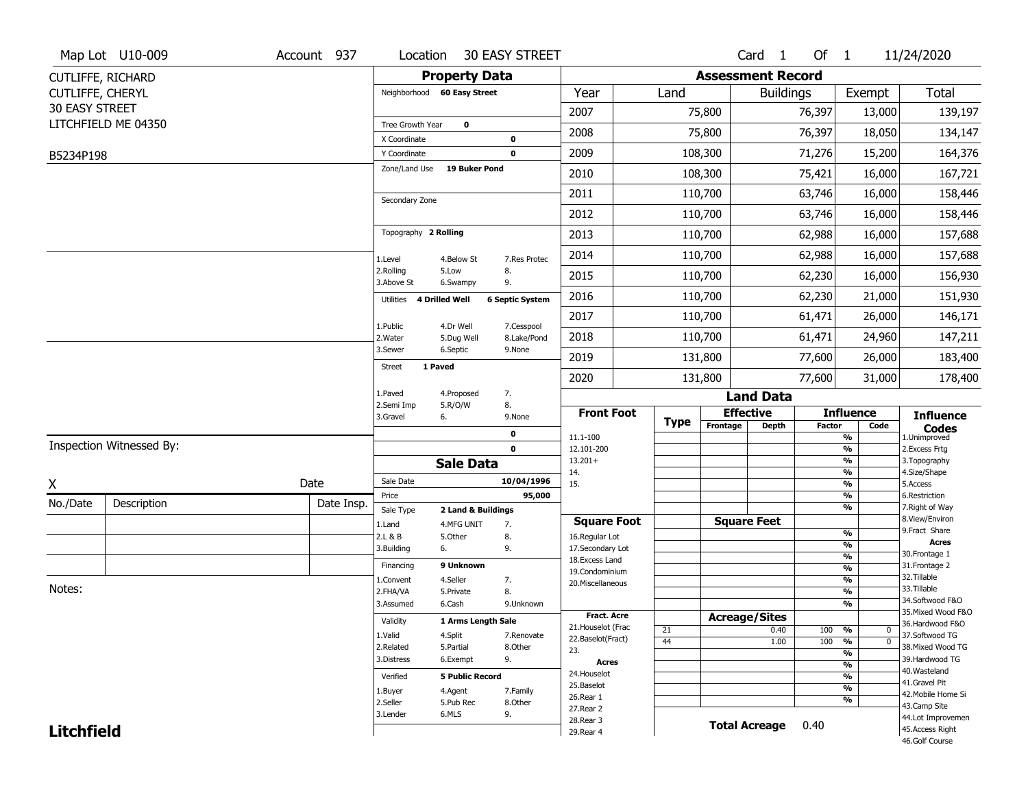Map Lot U10-009 | Account 937 | Location 30 EASY STREET | Card 1 Of 1 | 11/24/2020

CUTLIFFE, RICHARD
CUTLIFFE, CHERYL
30 EASY STREET
LITCHFIELD ME 04350

B5234P198

## Property Data

Neighborhood **60 Easy Street**

Tree Growth Year **0**
X Coordinate **0**
Y Coordinate **0**
Zone/Land Use **19 Buker Pond**

Secondary Zone

Topography **2 Rolling**

1.Level 4.Below St 7.Res Protec
2.Rolling 5.Low 8.
3.Above St 6.Swampy 9.

Utilities **4 Drilled Well** **6 Septic System**

1.Public 4.Dr Well 7.Cesspool
2.Water 5.Dug Well 8.Lake/Pond
3.Sewer 6.Septic 9.None

Street **1 Paved**

1.Paved 4.Proposed 7.
2.Semi Imp 5.R/O/W 8.
3.Gravel 6. 9.None

0
0

## Sale Data

Sale Date **10/04/1996**
Price **95,000**
Sale Type **2 Land & Buildings**

1.Land 4.MFG UNIT 7.
2.L & B 5.Other 8.
3.Building 6. 9.

Financing **9 Unknown**

1.Convent 4.Seller 7.
2.FHA/VA 5.Private 8.
3.Assumed 6.Cash 9.Unknown

Validity **1 Arms Length Sale**

1.Valid 4.Split 7.Renovate
2.Related 5.Partial 8.Other
3.Distress 6.Exempt 9.

Verified **5 Public Record**

1.Buyer 4.Agent 7.Family
2.Seller 5.Pub Rec 8.Other
3.Lender 6.MLS 9.

Inspection Witnessed By:

X Date

| No./Date | Description | Date Insp. |
|---|---|---|
| | | |
| | | |
| | | |

Notes:

## Assessment Record

| Year | Land | Buildings | Exempt | Total |
|---|---|---|---|---|
| 2007 | 75,800 | 76,397 | 13,000 | 139,197 |
| 2008 | 75,800 | 76,397 | 18,050 | 134,147 |
| 2009 | 108,300 | 71,276 | 15,200 | 164,376 |
| 2010 | 108,300 | 75,421 | 16,000 | 167,721 |
| 2011 | 110,700 | 63,746 | 16,000 | 158,446 |
| 2012 | 110,700 | 63,746 | 16,000 | 158,446 |
| 2013 | 110,700 | 62,988 | 16,000 | 157,688 |
| 2014 | 110,700 | 62,988 | 16,000 | 157,688 |
| 2015 | 110,700 | 62,230 | 16,000 | 156,930 |
| 2016 | 110,700 | 62,230 | 21,000 | 151,930 |
| 2017 | 110,700 | 61,471 | 26,000 | 146,171 |
| 2018 | 110,700 | 61,471 | 24,960 | 147,211 |
| 2019 | 131,800 | 77,600 | 26,000 | 183,400 |
| 2020 | 131,800 | 77,600 | 31,000 | 178,400 |

## Land Data

| Front Foot | Type | Effective Frontage | Effective Depth | Influence Factor | Influence Code |
|---|---|---|---|---|---|
| 11.1-100 | | | | % | |
| 12.101-200 | | | | % | |
| 13.201+ | | | | % | |
| 14. | | | | % | |
| 15. | | | | % | |
| | | | | % | |
| | | | | % | |
| **Square Foot** | | **Square Feet** | | | |
| 16.Regular Lot | | | | % | |
| 17.Secondary Lot | | | | % | |
| 18.Excess Land | | | | % | |
| 19.Condominium | | | | % | |
| 20.Miscellaneous | | | | % | |
| | | | | % | |
| | | | | % | |
| **Fract. Acre** | | **Acreage/Sites** | | | |
| 21.Houselot (Frac | 21 | | 0.40 | 100 % | 0 |
| 22.Baselot(Fract) | 44 | | 1.00 | 100 % | 0 |
| 23. | | | | % | |
| **Acres** | | | | % | |
| 24.Houselot | | | | % | |
| 25.Baselot | | | | % | |
| 26.Rear 1 | | | | % | |
| 27.Rear 2 | | | | | |
| 28.Rear 3 | | | | | |
| 29.Rear 4 | | | | | |

**Total Acreage** 0.40

**Influence Codes**
1.Unimproved
2.Excess Frtg
3.Topography
4.Size/Shape
5.Access
6.Restriction
7.Right of Way
8.View/Environ
9.Fract Share

**Acres**
30.Frontage 1
31.Frontage 2
32.Tillable
33.Tillable
34.Softwood F&O
35.Mixed Wood F&O
36.Hardwood F&O
37.Softwood TG
38.Mixed Wood TG
39.Hardwood TG
40.Wasteland
41.Gravel Pit
42.Mobile Home Si
43.Camp Site
44.Lot Improvemen
45.Access Right
46.Golf Course

**Litchfield**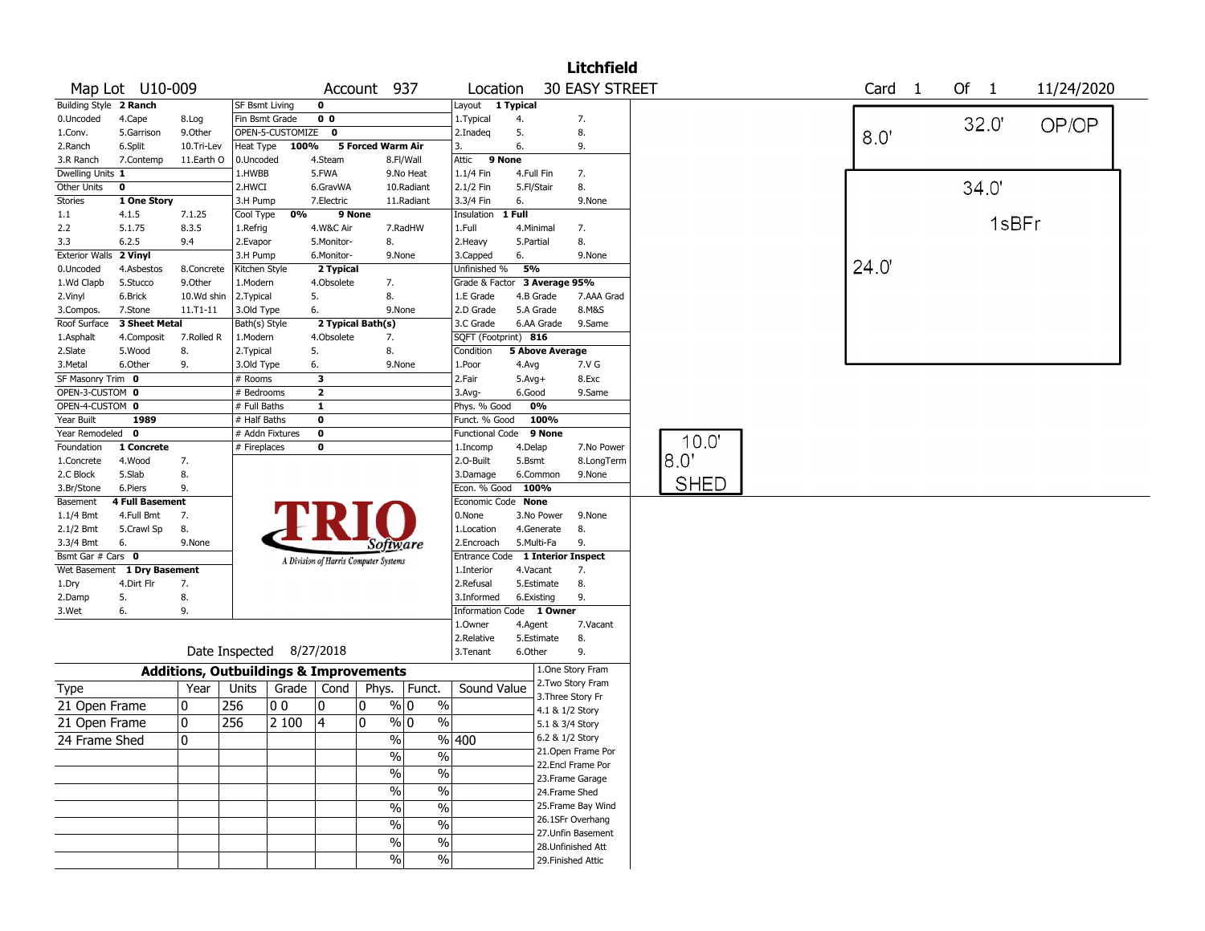# Litchfield

**Map Lot** U10-009 **Account** 937 **Location** 30 EASY STREET **Card** 1 **Of** 1 11/24/2020

| Field | Value |
|---|---|
| Building Style | 2 Ranch |
| Dwelling Units | 1 |
| Other Units | 0 |
| Stories | 1 One Story |
| Exterior Walls | 2 Vinyl |
| Roof Surface | 3 Sheet Metal |
| SF Masonry Trim | 0 |
| OPEN-3-CUSTOM | 0 |
| OPEN-4-CUSTOM | 0 |
| Year Built | 1989 |
| Year Remodeled | 0 |
| Foundation | 1 Concrete |
| Basement | 4 Full Basement |
| Bsmt Gar # Cars | 0 |
| Wet Basement | 1 Dry Basement |
| SF Bsmt Living | 0 |
| Fin Bsmt Grade | 0 0 |
| OPEN-5-CUSTOMIZE | 0 |
| Heat Type | 100% 5 Forced Warm Air |
| Cool Type | 0% 9 None |
| Kitchen Style | 2 Typical |
| Bath(s) Style | 2 Typical Bath(s) |
| # Rooms | 3 |
| # Bedrooms | 2 |
| # Full Baths | 1 |
| # Half Baths | 0 |
| # Addn Fixtures | 0 |
| # Fireplaces | 0 |
| Layout | 1 Typical |
| Attic | 9 None |
| Insulation | 1 Full |
| Unfinished % | 5% |
| Grade & Factor | 3 Average 95% |
| SQFT (Footprint) | 816 |
| Condition | 5 Above Average |
| Phys. % Good | 0% |
| Funct. % Good | 100% |
| Functional Code | 9 None |
| Econ. % Good | 100% |
| Economic Code | None |
| Entrance Code | 1 Interior Inspect |
| Information Code | 1 Owner |

Building Style codes: 0.Uncoded, 1.Conv., 2.Ranch, 3.R Ranch, 4.Cape, 5.Garrison, 6.Split, 7.Contemp, 8.Log, 9.Other, 10.Tri-Lev, 11.Earth O

Stories codes: 1.1, 2.2, 3.3, 4.1.5, 5.1.75, 6.2.5, 7.1.25, 8.3.5, 9.4

Exterior Walls codes: 0.Uncoded, 1.Wd Clapb, 2.Vinyl, 3.Compos., 4.Asbestos, 5.Stucco, 6.Brick, 7.Stone, 8.Concrete, 9.Other, 10.Wd shin, 11.T1-11

Roof Surface codes: 1.Asphalt, 2.Slate, 3.Metal, 4.Composit, 5.Wood, 6.Other, 7.Rolled R, 8., 9.

Foundation codes: 1.Concrete, 2.C Block, 3.Br/Stone, 4.Wood, 5.Slab, 6.Piers, 7., 8., 9.

Basement codes: 1.1/4 Bmt, 2.1/2 Bmt, 3.3/4 Bmt, 4.Full Bmt, 5.Crawl Sp, 6., 7., 8., 9.None

Wet Basement codes: 1.Dry, 2.Damp, 3.Wet, 4.Dirt Flr, 5., 6., 7., 8., 9.

Heat Type codes: 0.Uncoded, 1.HWBB, 2.HWCI, 3.H Pump, 4.Steam, 5.FWA, 6.GravWA, 7.Electric, 8.Fl/Wall, 9.No Heat, 10.Radiant, 11.Radiant

Cool Type codes: 1.Refrig, 2.Evapor, 3.H Pump, 4.W&C Air, 5.Monitor-, 6.Monitor-, 7.RadHW, 8., 9.None

Kitchen Style codes: 1.Modern, 2.Typical, 3.Old Type, 4.Obsolete, 5., 6., 7., 8., 9.None

Bath(s) Style codes: 1.Modern, 2.Typical, 3.Old Type, 4.Obsolete, 5., 6., 7., 8., 9.None

Layout codes: 1.Typical, 2.Inadeq, 3., 4., 5., 6., 7., 8., 9.

Attic codes: 1.1/4 Fin, 2.1/2 Fin, 3.3/4 Fin, 4.Full Fin, 5.Fl/Stair, 6., 7., 8., 9.None

Insulation codes: 1.Full, 2.Heavy, 3.Capped, 4.Minimal, 5.Partial, 6., 7., 8., 9.None

Grade codes: 1.E Grade, 2.D Grade, 3.C Grade, 4.B Grade, 5.A Grade, 6.AA Grade, 7.AAA Grad, 8.M&S, 9.Same

Condition codes: 1.Poor, 2.Fair, 3.Avg-, 4.Avg, 5.Avg+, 6.Good, 7.V G, 8.Exc, 9.Same

Functional codes: 1.Incomp, 2.O-Built, 3.Damage, 4.Delap, 5.Bsmt, 6.Common, 7.No Power, 8.LongTerm, 9.None

Economic codes: 0.None, 1.Location, 2.Encroach, 3.No Power, 4.Generate, 5.Multi-Fa, 8., 9., 9.None

Entrance codes: 1.Interior, 2.Refusal, 3.Informed, 4.Vacant, 5.Estimate, 6.Existing, 7., 8., 9.

Information codes: 1.Owner, 2.Relative, 3.Tenant, 4.Agent, 5.Estimate, 6.Other, 7.Vacant, 8., 9.

TRIO Software — A Division of Harris Computer Systems

Date Inspected 8/27/2018

## Additions, Outbuildings & Improvements

| Type | Year | Units | Grade | Cond | Phys. | Funct. | Sound Value |
|---|---|---|---|---|---|---|---|
| 21 Open Frame | 0 | 256 | 0 0 | 0 | 0 % | 0 % | |
| 21 Open Frame | 0 | 256 | 2 100 | 4 | 0 % | 0 % | |
| 24 Frame Shed | 0 | | | | % | % | 400 |
| | | | | | % | % | |
| | | | | | % | % | |
| | | | | | % | % | |
| | | | | | % | % | |
| | | | | | % | % | |
| | | | | | % | % | |
| | | | | | % | % | |

Type codes: 1.One Story Fram, 2.Two Story Fram, 3.Three Story Fr, 4.1 & 1/2 Story, 5.1 & 3/4 Story, 6.2 & 1/2 Story, 21.Open Frame Por, 22.Encl Frame Por, 23.Frame Garage, 24.Frame Shed, 25.Frame Bay Wind, 26.1SFr Overhang, 27.Unfin Basement, 28.Unfinished Att, 29.Finished Attic

Sketch: 32.0' OP/OP 8.0'; 34.0' 1sBFr 24.0'; SHED 10.0' 8.0'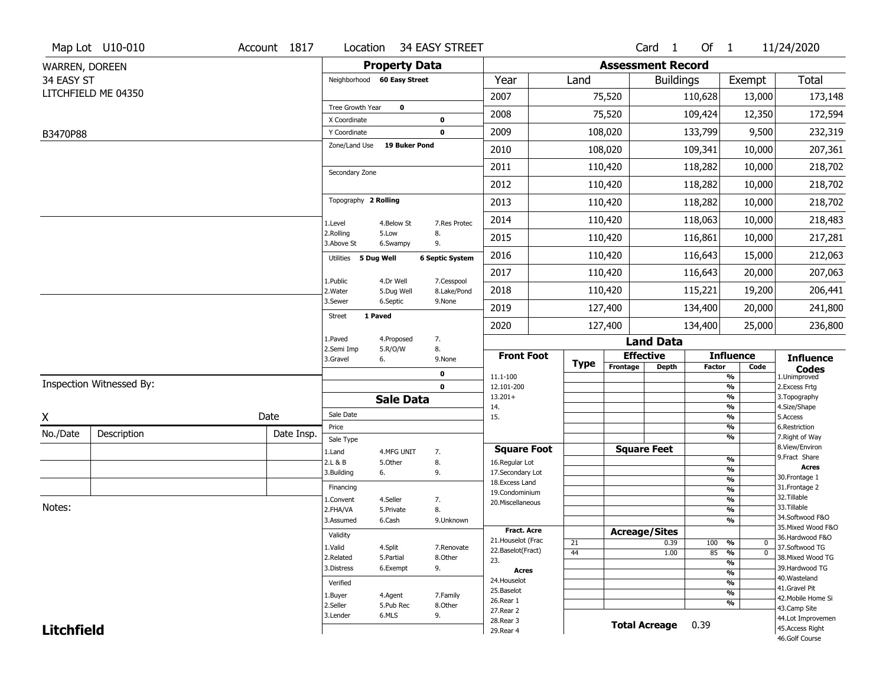Map Lot U10-010 | Account 1817 | Location 34 EASY STREET | Card 1 Of 1 | 11/24/2020

WARREN, DOREEN
34 EASY ST
LITCHFIELD ME 04350

B3470P88

## Property Data

Neighborhood **60 Easy Street**

Tree Growth Year **0**
X Coordinate **0**
Y Coordinate **0**
Zone/Land Use **19 Buker Pond**

Secondary Zone

Topography **2 Rolling**

1.Level 4.Below St 7.Res Protec
2.Rolling 5.Low 8.
3.Above St 6.Swampy 9.

Utilities **5 Dug Well** **6 Septic System**

1.Public 4.Dr Well 7.Cesspool
2.Water 5.Dug Well 8.Lake/Pond
3.Sewer 6.Septic 9.None

Street **1 Paved**

1.Paved 4.Proposed 7.
2.Semi Imp 5.R/O/W 8.
3.Gravel 6. 9.None

0
0

## Assessment Record

| Year | Land | Buildings | Exempt | Total |
|---|---|---|---|---|
| 2007 | 75,520 | 110,628 | 13,000 | 173,148 |
| 2008 | 75,520 | 109,424 | 12,350 | 172,594 |
| 2009 | 108,020 | 133,799 | 9,500 | 232,319 |
| 2010 | 108,020 | 109,341 | 10,000 | 207,361 |
| 2011 | 110,420 | 118,282 | 10,000 | 218,702 |
| 2012 | 110,420 | 118,282 | 10,000 | 218,702 |
| 2013 | 110,420 | 118,282 | 10,000 | 218,702 |
| 2014 | 110,420 | 118,063 | 10,000 | 218,483 |
| 2015 | 110,420 | 116,861 | 10,000 | 217,281 |
| 2016 | 110,420 | 116,643 | 15,000 | 212,063 |
| 2017 | 110,420 | 116,643 | 20,000 | 207,063 |
| 2018 | 110,420 | 115,221 | 19,200 | 206,441 |
| 2019 | 127,400 | 134,400 | 20,000 | 241,800 |
| 2020 | 127,400 | 134,400 | 25,000 | 236,800 |

Inspection Witnessed By:

X Date

| No./Date | Description | Date Insp. |
|---|---|---|
| | | |
| | | |
| | | |

Notes:

## Sale Data

Sale Date
Price
Sale Type
1.Land 4.MFG UNIT 7.
2.L & B 5.Other 8.
3.Building 6. 9.

Financing
1.Convent 4.Seller 7.
2.FHA/VA 5.Private 8.
3.Assumed 6.Cash 9.Unknown

Validity
1.Valid 4.Split 7.Renovate
2.Related 5.Partial 8.Other
3.Distress 6.Exempt 9.

Verified
1.Buyer 4.Agent 7.Family
2.Seller 5.Pub Rec 8.Other
3.Lender 6.MLS 9.

## Land Data

| Front Foot | Type | Effective Frontage | Effective Depth | Influence Factor | Influence Code |
|---|---|---|---|---|---|
| 11.1-100 | | | | % | |
| 12.101-200 | | | | % | |
| 13.201+ | | | | % | |
| 14. | | | | % | |
| 15. | | | | % | |
| | | | | % | |

| Square Foot | | Square Feet | | |
|---|---|---|---|---|
| 16.Regular Lot | | | % | |
| 17.Secondary Lot | | | % | |
| 18.Excess Land | | | % | |
| 19.Condominium | | | % | |
| 20.Miscellaneous | | | % | |
| | | | % | |
| | | | % | |

| Fract. Acre | Type | Acreage/Sites | Factor | Code |
|---|---|---|---|---|
| 21.Houselot (Frac | 21 | 0.39 | 100 % | 0 |
| 22.Baselot(Fract) | 44 | 1.00 | 85 % | 0 |
| 23. | | | % | |
| **Acres** | | | % | |
| 24.Houselot | | | % | |
| 25.Baselot | | | % | |
| 26.Rear 1 | | | % | |
| 27.Rear 2 | | | | |
| 28.Rear 3 | | | | |
| 29.Rear 4 | | | | |

**Total Acreage** 0.39

### Influence Codes

1.Unimproved
2.Excess Frtg
3.Topography
4.Size/Shape
5.Access
6.Restriction
7.Right of Way
8.View/Environ
9.Fract Share

**Acres**

30.Frontage 1
31.Frontage 2
32.Tillable
33.Tillable
34.Softwood F&O
35.Mixed Wood F&O
36.Hardwood F&O
37.Softwood TG
38.Mixed Wood TG
39.Hardwood TG
40.Wasteland
41.Gravel Pit
42.Mobile Home Si
43.Camp Site
44.Lot Improvemen
45.Access Right
46.Golf Course

**Litchfield**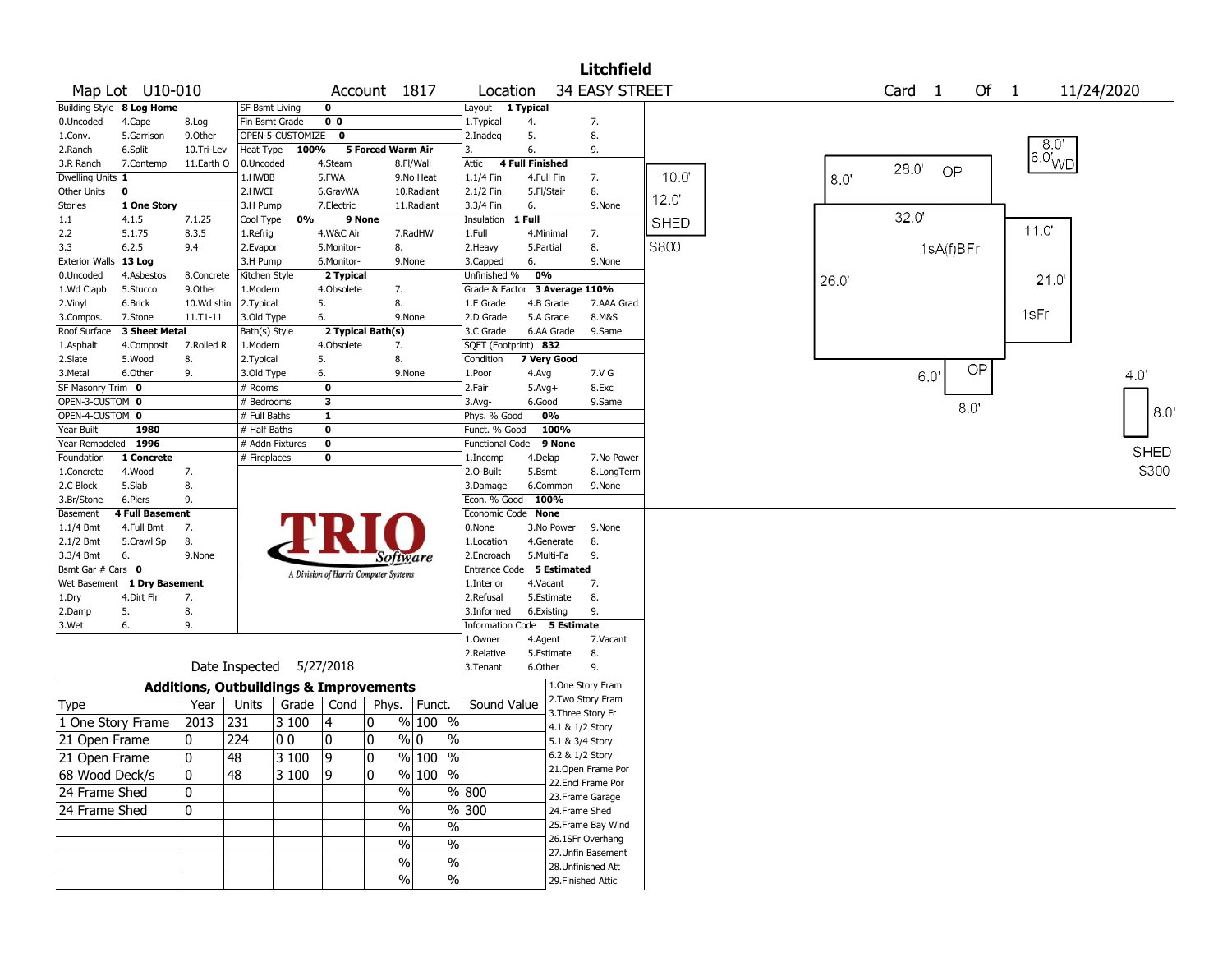# Litchfield

**Map Lot** U10-010 **Account** 1817 **Location** 34 EASY STREET **Card** 1 **Of** 1 11/24/2020

| Field | Value |
|---|---|
| Building Style | 8 Log Home |
| Dwelling Units | 1 |
| Other Units | 0 |
| Stories | 1 One Story |
| Exterior Walls | 13 Log |
| Roof Surface | 3 Sheet Metal |
| SF Masonry Trim | 0 |
| OPEN-3-CUSTOM | 0 |
| OPEN-4-CUSTOM | 0 |
| Year Built | 1980 |
| Year Remodeled | 1996 |
| Foundation | 1 Concrete |
| Basement | 4 Full Basement |
| Bsmt Gar # Cars | 0 |
| Wet Basement | 1 Dry Basement |
| SF Bsmt Living | 0 |
| Fin Bsmt Grade | 0 0 |
| OPEN-5-CUSTOMIZE | 0 |
| Heat Type | 100% 5 Forced Warm Air |
| Cool Type | 0% 9 None |
| Kitchen Style | 2 Typical |
| Bath(s) Style | 2 Typical Bath(s) |
| # Rooms | 0 |
| # Bedrooms | 3 |
| # Full Baths | 1 |
| # Half Baths | 0 |
| # Addn Fixtures | 0 |
| # Fireplaces | 0 |
| Layout | 1 Typical |
| Attic | 4 Full Finished |
| Insulation | 1 Full |
| Unfinished % | 0% |
| Grade & Factor | 3 Average 110% |
| SQFT (Footprint) | 832 |
| Condition | 7 Very Good |
| Phys. % Good | 0% |
| Funct. % Good | 100% |
| Functional Code | 9 None |
| Econ. % Good | 100% |
| Economic Code | None |
| Entrance Code | 5 Estimated |
| Information Code | 5 Estimate |

Building Style codes: 0.Uncoded, 1.Conv., 2.Ranch, 3.R Ranch, 4.Cape, 5.Garrison, 6.Split, 7.Contemp, 8.Log, 9.Other, 10.Tri-Lev, 11.Earth O

Stories codes: 1.1, 2.2, 3.3, 4.1.5, 5.1.75, 6.2.5, 7.1.25, 8.3.5, 9.4

Exterior Walls codes: 0.Uncoded, 1.Wd Clapb, 2.Vinyl, 3.Compos., 4.Asbestos, 5.Stucco, 6.Brick, 7.Stone, 8.Concrete, 9.Other, 10.Wd shin, 11.T1-11

Roof Surface codes: 1.Asphalt, 2.Slate, 3.Metal, 4.Composit, 5.Wood, 6.Other, 7.Rolled R, 8., 9.

Foundation codes: 1.Concrete, 2.C Block, 3.Br/Stone, 4.Wood, 5.Slab, 6.Piers, 7., 8., 9.

Basement codes: 1.1/4 Bmt, 2.1/2 Bmt, 3.3/4 Bmt, 4.Full Bmt, 5.Crawl Sp, 6., 7., 8., 9.None

Wet Basement codes: 1.Dry, 2.Damp, 3.Wet, 4.Dirt Flr, 5., 6., 7., 8., 9.

Heat Type codes: 0.Uncoded, 1.HWBB, 2.HWCI, 3.H Pump, 4.Steam, 5.FWA, 6.GravWA, 7.Electric, 8.Fl/Wall, 9.No Heat, 10.Radiant, 11.Radiant

Cool Type codes: 1.Refrig, 2.Evapor, 3.H Pump, 4.W&C Air, 5.Monitor-, 6.Monitor-, 7.RadHW, 8., 9.None

Kitchen Style codes: 1.Modern, 2.Typical, 3.Old Type, 4.Obsolete, 5., 6., 7., 8., 9.None

Bath(s) Style codes: 1.Modern, 2.Typical, 3.Old Type, 4.Obsolete, 5., 6., 7., 8., 9.None

Layout codes: 1.Typical, 2.Inadeq, 3., 4., 5., 6., 7., 8., 9.

Attic codes: 1.1/4 Fin, 2.1/2 Fin, 3.3/4 Fin, 4.Full Fin, 5.Fl/Stair, 6., 7., 8., 9.None

Insulation codes: 1.Full, 2.Heavy, 3.Capped, 4.Minimal, 5.Partial, 6., 7., 8., 9.None

Grade codes: 1.E Grade, 2.D Grade, 3.C Grade, 4.B Grade, 5.A Grade, 6.AA Grade, 7.AAA Grad, 8.M&S, 9.Same

Condition codes: 1.Poor, 2.Fair, 3.Avg-, 4.Avg, 5.Avg+, 6.Good, 7.V G, 8.Exc, 9.Same

Functional Code codes: 1.Incomp, 2.O-Built, 3.Damage, 4.Delap, 5.Bsmt, 6.Common, 7.No Power, 8.LongTerm, 9.None

Economic Code codes: 0.None, 1.Location, 2.Encroach, 3.No Power, 4.Generate, 5.Multi-Fa, 8., 9.None

Entrance Code codes: 1.Interior, 2.Refusal, 3.Informed, 4.Vacant, 5.Estimate, 6.Existing, 7., 8., 9.

Information Code codes: 1.Owner, 2.Relative, 3.Tenant, 4.Agent, 5.Estimate, 6.Other, 7.Vacant, 8., 9.

Date Inspected 5/27/2018

## Additions, Outbuildings & Improvements

| Type | Year | Units | Grade | Cond | Phys. | Funct. | Sound Value |
|---|---|---|---|---|---|---|---|
| 1 One Story Frame | 2013 | 231 | 3 100 | 4 | 0 % | 100 % | |
| 21 Open Frame | 0 | 224 | 0 0 | 0 | 0 % | 0 % | |
| 21 Open Frame | 0 | 48 | 3 100 | 9 | 0 % | 100 % | |
| 68 Wood Deck/s | 0 | 48 | 3 100 | 9 | 0 % | 100 % | |
| 24 Frame Shed | 0 | | | | % | % | 800 |
| 24 Frame Shed | 0 | | | | % | % | 300 |
| | | | | | % | % | |
| | | | | | % | % | |
| | | | | | % | % | |
| | | | | | % | % | |

Type codes: 1.One Story Fram, 2.Two Story Fram, 3.Three Story Fr, 4.1 & 1/2 Story, 5.1 & 3/4 Story, 6.2 & 1/2 Story, 21.Open Frame Por, 22.Encl Frame Por, 23.Frame Garage, 24.Frame Shed, 25.Frame Bay Wind, 26.1SFr Overhang, 27.Unfin Basement, 28.Unfinished Att, 29.Finished Attic

Sketch labels: SHED S800 (10.0' x 12.0'); OP 28.0' x 8.0'; WD 8.0' x 6.0'; 1sA(f)BFr 32.0' x 26.0'; 1sFr 11.0' x 21.0'; OP 6.0' x 8.0'; SHED S300 4.0' x 8.0'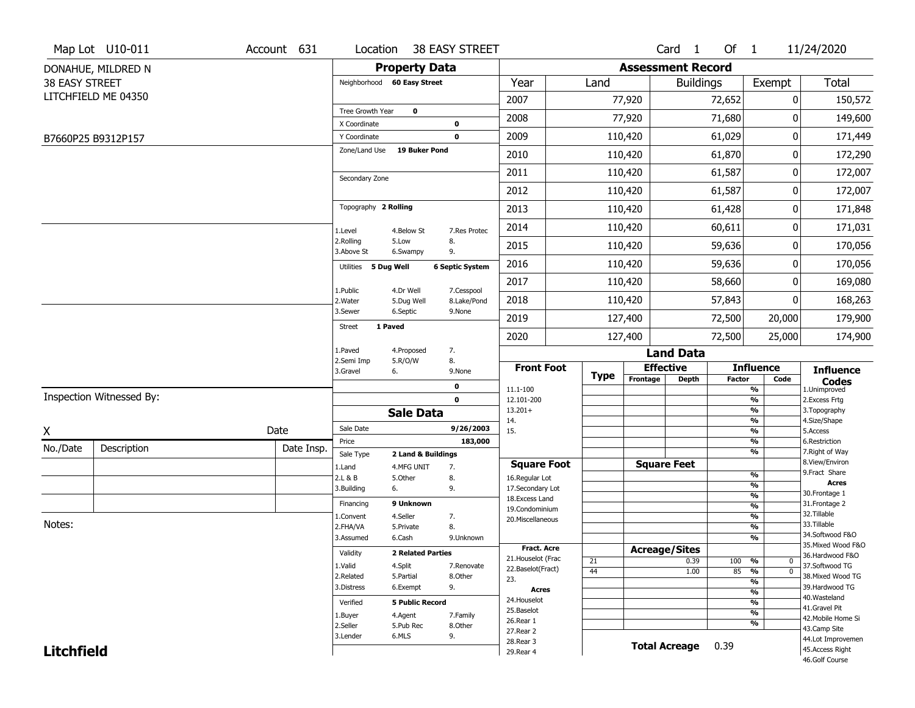Map Lot U10-011 | Account 631 | Location 38 EASTY STREET | Card 1 Of 1 | 11/24/2020

DONAHUE, MILDRED N
38 EASY STREET
LITCHFIELD ME 04350

B7660P25 B9312P157

## Property Data

Neighborhood **60 Easy Street**

Tree Growth Year **0**
X Coordinate **0**
Y Coordinate **0**
Zone/Land Use **19 Buker Pond**

Secondary Zone

Topography **2 Rolling**

| | | |
|---|---|---|
| 1.Level | 4.Below St | 7.Res Protec |
| 2.Rolling | 5.Low | 8. |
| 3.Above St | 6.Swampy | 9. |

Utilities **5 Dug Well** **6 Septic System**

| | | |
|---|---|---|
| 1.Public | 4.Dr Well | 7.Cesspool |
| 2.Water | 5.Dug Well | 8.Lake/Pond |
| 3.Sewer | 6.Septic | 9.None |

Street **1 Paved**

| | | |
|---|---|---|
| 1.Paved | 4.Proposed | 7. |
| 2.Semi Imp | 5.R/O/W | 8. |
| 3.Gravel | 6. | 9.None |

0
0

## Sale Data

Sale Date **9/26/2003**
Price **183,000**
Sale Type **2 Land & Buildings**

| | | |
|---|---|---|
| 1.Land | 4.MFG UNIT | 7. |
| 2.L & B | 5.Other | 8. |
| 3.Building | 6. | 9. |

Financing **9 Unknown**

| | | |
|---|---|---|
| 1.Convent | 4.Seller | 7. |
| 2.FHA/VA | 5.Private | 8. |
| 3.Assumed | 6.Cash | 9.Unknown |

Validity **2 Related Parties**

| | | |
|---|---|---|
| 1.Valid | 4.Split | 7.Renovate |
| 2.Related | 5.Partial | 8.Other |
| 3.Distress | 6.Exempt | 9. |

Verified **5 Public Record**

| | | |
|---|---|---|
| 1.Buyer | 4.Agent | 7.Family |
| 2.Seller | 5.Pub Rec | 8.Other |
| 3.Lender | 6.MLS | 9. |

## Assessment Record

| Year | Land | Buildings | Exempt | Total |
|---|---|---|---|---|
| 2007 | 77,920 | 72,652 | 0 | 150,572 |
| 2008 | 77,920 | 71,680 | 0 | 149,600 |
| 2009 | 110,420 | 61,029 | 0 | 171,449 |
| 2010 | 110,420 | 61,870 | 0 | 172,290 |
| 2011 | 110,420 | 61,587 | 0 | 172,007 |
| 2012 | 110,420 | 61,587 | 0 | 172,007 |
| 2013 | 110,420 | 61,428 | 0 | 171,848 |
| 2014 | 110,420 | 60,611 | 0 | 171,031 |
| 2015 | 110,420 | 59,636 | 0 | 170,056 |
| 2016 | 110,420 | 59,636 | 0 | 170,056 |
| 2017 | 110,420 | 58,660 | 0 | 169,080 |
| 2018 | 110,420 | 57,843 | 0 | 168,263 |
| 2019 | 127,400 | 72,500 | 20,000 | 179,900 |
| 2020 | 127,400 | 72,500 | 25,000 | 174,900 |

## Land Data

| Front Foot | Type | Effective Frontage | Effective Depth | Influence Factor | Influence Code |
|---|---|---|---|---|---|
| 11.1-100 | | | | % | |
| 12.101-200 | | | | % | |
| 13.201+ | | | | % | |
| 14. | | | | % | |
| 15. | | | | % | |
| | | | | % | |
| | | | | % | |
| **Square Foot** | | **Square Feet** | | | |
| 16.Regular Lot | | | | % | |
| 17.Secondary Lot | | | | % | |
| 18.Excess Land | | | | % | |
| 19.Condominium | | | | % | |
| 20.Miscellaneous | | | | % | |
| | | | | % | |
| | | | | % | |
| **Fract. Acre** | | **Acreage/Sites** | | | |
| 21.Houselot (Frac | 21 | | 0.39 | 100 % | 0 |
| 22.Baselot(Fract) | 44 | | 1.00 | 85 % | 0 |
| 23. | | | | % | |
| **Acres** | | | | % | |
| 24.Houselot | | | | % | |
| 25.Baselot | | | | % | |
| 26.Rear 1 | | | | % | |
| 27.Rear 2 | | | | | |
| 28.Rear 3 | | | | | |
| 29.Rear 4 | | | | | |

**Total Acreage** 0.39

**Influence Codes**
1.Unimproved
2.Excess Frtg
3.Topography
4.Size/Shape
5.Access
6.Restriction
7.Right of Way
8.View/Environ
9.Fract Share
**Acres**
30.Frontage 1
31.Frontage 2
32.Tillable
33.Tillable
34.Softwood F&O
35.Mixed Wood F&O
36.Hardwood F&O
37.Softwood TG
38.Mixed Wood TG
39.Hardwood TG
40.Wasteland
41.Gravel Pit
42.Mobile Home Si
43.Camp Site
44.Lot Improvemen
45.Access Right
46.Golf Course

Inspection Witnessed By:

X ______________________ Date

| No./Date | Description | Date Insp. |
|---|---|---|
| | | |
| | | |
| | | |

Notes:

**Litchfield**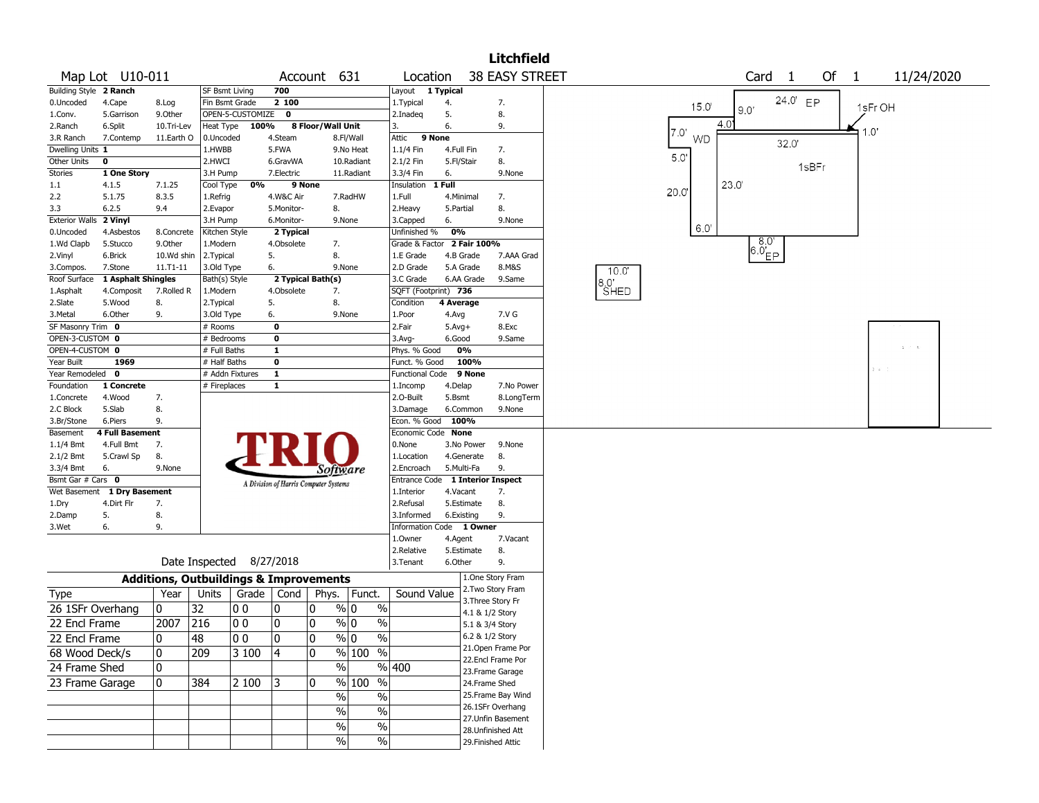# Litchfield

**Map Lot** U10-011 **Account** 631 **Location** 38 EASY STREET **Card** 1 **Of** 1 11/24/2020

| Building Style | 2 Ranch | | SF Bsmt Living | 700 | | Layout | 1 Typical | |
|---|---|---|---|---|---|---|---|---|
| 0.Uncoded | 4.Cape | 8.Log | Fin Bsmt Grade | 2 100 | | 1.Typical | 4. | 7. |
| 1.Conv. | 5.Garrison | 9.Other | OPEN-5-CUSTOMIZE | 0 | | 2.Inadeq | 5. | 8. |
| 2.Ranch | 6.Split | 10.Tri-Lev | Heat Type 100% | 8 Floor/Wall Unit | | 3. | 6. | 9. |
| 3.R Ranch | 7.Contemp | 11.Earth O | 0.Uncoded | 4.Steam | 8.Fl/Wall | Attic | 9 None | |
| Dwelling Units | 1 | | 1.HWBB | 5.FWA | 9.No Heat | 1.1/4 Fin | 4.Full Fin | 7. |
| Other Units | 0 | | 2.HWCI | 6.GravWA | 10.Radiant | 2.1/2 Fin | 5.Fl/Stair | 8. |
| Stories | 1 One Story | | 3.H Pump | 7.Electric | 11.Radiant | 3.3/4 Fin | 6. | 9.None |
| 1.1 | 4.1.5 | 7.1.25 | Cool Type 0% | 9 None | | Insulation | 1 Full | |
| 2.2 | 5.1.75 | 8.3.5 | 1.Refrig | 4.W&C Air | 7.RadHW | 1.Full | 4.Minimal | 7. |
| 3.3 | 6.2.5 | 9.4 | 2.Evapor | 5.Monitor- | 8. | 2.Heavy | 5.Partial | 8. |
| Exterior Walls | 2 Vinyl | | 3.H Pump | 6.Monitor- | 9.None | 3.Capped | 6. | 9.None |
| 0.Uncoded | 4.Asbestos | 8.Concrete | Kitchen Style | 2 Typical | | Unfinished % | 0% | |
| 1.Wd Clapb | 5.Stucco | 9.Other | 1.Modern | 4.Obsolete | 7. | Grade & Factor | 2 Fair 100% | |
| 2.Vinyl | 6.Brick | 10.Wd shin | 2.Typical | 5. | 8. | 1.E Grade | 4.B Grade | 7.AAA Grad |
| 3.Compos. | 7.Stone | 11.T1-11 | 3.Old Type | 6. | 9.None | 2.D Grade | 5.A Grade | 8.M&S |
| Roof Surface | 1 Asphalt Shingles | | Bath(s) Style | 2 Typical Bath(s) | | 3.C Grade | 6.AA Grade | 9.Same |
| 1.Asphalt | 4.Composit | 7.Rolled R | 1.Modern | 4.Obsolete | 7. | SQFT (Footprint) | 736 | |
| 2.Slate | 5.Wood | 8. | 2.Typical | 5. | 8. | Condition | 4 Average | |
| 3.Metal | 6.Other | 9. | 3.Old Type | 6. | 9.None | 1.Poor | 4.Avg | 7.V G |
| SF Masonry Trim | 0 | | # Rooms | 0 | | 2.Fair | 5.Avg+ | 8.Exc |
| OPEN-3-CUSTOM | 0 | | # Bedrooms | 0 | | 3.Avg- | 6.Good | 9.Same |
| OPEN-4-CUSTOM | 0 | | # Full Baths | 1 | | Phys. % Good | 0% | |
| Year Built | 1969 | | # Half Baths | 0 | | Funct. % Good | 100% | |
| Year Remodeled | 0 | | # Addn Fixtures | 1 | | Functional Code | 9 None | |
| Foundation | 1 Concrete | | # Fireplaces | 1 | | 1.Incomp | 4.Delap | 7.No Power |
| 1.Concrete | 4.Wood | 7. | | | | 2.O-Built | 5.Bsmt | 8.LongTerm |
| 2.C Block | 5.Slab | 8. | | | | 3.Damage | 6.Common | 9.None |
| 3.Br/Stone | 6.Piers | 9. | | | | Econ. % Good | 100% | |
| Basement | 4 Full Basement | | | | | Economic Code | None | |
| 1.1/4 Bmt | 4.Full Bmt | 7. | | | | 0.None | 3.No Power | 9.None |
| 2.1/2 Bmt | 5.Crawl Sp | 8. | | | | 1.Location | 4.Generate | 8. |
| 3.3/4 Bmt | 6. | 9.None | | | | 2.Encroach | 5.Multi-Fa | 9. |
| Bsmt Gar # Cars | 0 | | | | | Entrance Code | 1 Interior Inspect | |
| Wet Basement | 1 Dry Basement | | | | | 1.Interior | 4.Vacant | 7. |
| 1.Dry | 4.Dirt Flr | 7. | | | | 2.Refusal | 5.Estimate | 8. |
| 2.Damp | 5. | 8. | | | | 3.Informed | 6.Existing | 9. |
| 3.Wet | 6. | 9. | | | | Information Code | 1 Owner | |
| | | | | | | 1.Owner | 4.Agent | 7.Vacant |
| | | | | | | 2.Relative | 5.Estimate | 8. |
| | | | | | | 3.Tenant | 6.Other | 9. |

TRIO Software — A Division of Harris Computer Systems

Date Inspected 8/27/2018

## Additions, Outbuildings & Improvements

| Type | Year | Units | Grade | Cond | Phys. | Funct. | Sound Value |
|---|---|---|---|---|---|---|---|
| 26 1SFr Overhang | 0 | 32 | 0 0 | 0 | 0 % | 0 % | |
| 22 Encl Frame | 2007 | 216 | 0 0 | 0 | 0 % | 0 % | |
| 22 Encl Frame | 0 | 48 | 0 0 | 0 | 0 % | 0 % | |
| 68 Wood Deck/s | 0 | 209 | 3 100 | 4 | 0 % | 100 % | |
| 24 Frame Shed | 0 | | | | % | % | 400 |
| 23 Frame Garage | 0 | 384 | 2 100 | 3 | 0 % | 100 % | |
| | | | | | % | % | |
| | | | | | % | % | |
| | | | | | % | % | |
| | | | | | % | % | |

1.One Story Fram
2.Two Story Fram
3.Three Story Fr
4.1 & 1/2 Story
5.1 & 3/4 Story
6.2 & 1/2 Story
21.Open Frame Por
22.Encl Frame Por
23.Frame Garage
24.Frame Shed
25.Frame Bay Wind
26.1SFr Overhang
27.Unfin Basement
28.Unfinished Att
29.Finished Attic

Sketch labels: 24.0' EP, 15.0', 9.0', 1sFr OH, 4.0', 1.0', 7.0' WD, 32.0', 5.0', 1sBFr, 20.0', 23.0', 6.0', 8.0', 6.0' EP, 10.0', 8.0' SHED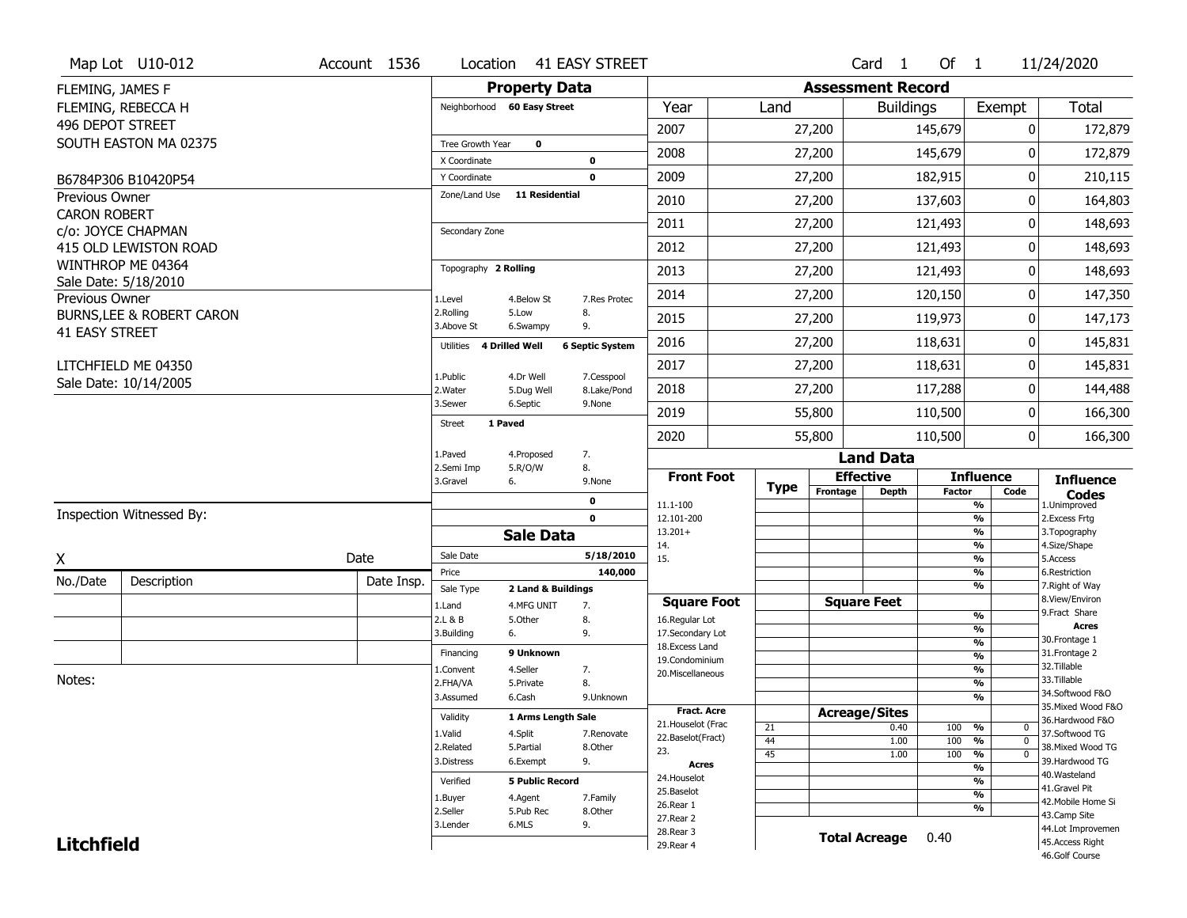Map Lot U10-012 | Account 1536 | Location 41 EASY STREET | Card 1 Of 1 | 11/24/2020

FLEMING, JAMES F
FLEMING, REBECCA H
496 DEPOT STREET
SOUTH EASTON MA 02375

B6784P306 B10420P54

Previous Owner
CARON ROBERT
c/o: JOYCE CHAPMAN
415 OLD LEWISTON ROAD
WINTHROP ME 04364
Sale Date: 5/18/2010

Previous Owner
BURNS,LEE & ROBERT CARON
41 EASY STREET

LITCHFIELD ME 04350
Sale Date: 10/14/2005

## Property Data

Neighborhood **60 Easy Street**

Tree Growth Year **0**
X Coordinate **0**
Y Coordinate **0**
Zone/Land Use **11 Residential**

Secondary Zone

Topography **2 Rolling**

| | | |
|---|---|---|
| 1.Level | 4.Below St | 7.Res Protec |
| 2.Rolling | 5.Low | 8. |
| 3.Above St | 6.Swampy | 9. |

Utilities **4 Drilled Well** **6 Septic System**

| | | |
|---|---|---|
| 1.Public | 4.Dr Well | 7.Cesspool |
| 2.Water | 5.Dug Well | 8.Lake/Pond |
| 3.Sewer | 6.Septic | 9.None |

Street **1 Paved**

| | | |
|---|---|---|
| 1.Paved | 4.Proposed | 7. |
| 2.Semi Imp | 5.R/O/W | 8. |
| 3.Gravel | 6. | 9.None |

0
0

## Sale Data

Sale Date **5/18/2010**
Price **140,000**
Sale Type **2 Land & Buildings**

| | | |
|---|---|---|
| 1.Land | 4.MFG UNIT | 7. |
| 2.L & B | 5.Other | 8. |
| 3.Building | 6. | 9. |

Financing **9 Unknown**

| | | |
|---|---|---|
| 1.Convent | 4.Seller | 7. |
| 2.FHA/VA | 5.Private | 8. |
| 3.Assumed | 6.Cash | 9.Unknown |

Validity **1 Arms Length Sale**

| | | |
|---|---|---|
| 1.Valid | 4.Split | 7.Renovate |
| 2.Related | 5.Partial | 8.Other |
| 3.Distress | 6.Exempt | 9. |

Verified **5 Public Record**

| | | |
|---|---|---|
| 1.Buyer | 4.Agent | 7.Family |
| 2.Seller | 5.Pub Rec | 8.Other |
| 3.Lender | 6.MLS | 9. |

## Assessment Record

| Year | Land | Buildings | Exempt | Total |
|---|---|---|---|---|
| 2007 | 27,200 | 145,679 | 0 | 172,879 |
| 2008 | 27,200 | 145,679 | 0 | 172,879 |
| 2009 | 27,200 | 182,915 | 0 | 210,115 |
| 2010 | 27,200 | 137,603 | 0 | 164,803 |
| 2011 | 27,200 | 121,493 | 0 | 148,693 |
| 2012 | 27,200 | 121,493 | 0 | 148,693 |
| 2013 | 27,200 | 121,493 | 0 | 148,693 |
| 2014 | 27,200 | 120,150 | 0 | 147,350 |
| 2015 | 27,200 | 119,973 | 0 | 147,173 |
| 2016 | 27,200 | 118,631 | 0 | 145,831 |
| 2017 | 27,200 | 118,631 | 0 | 145,831 |
| 2018 | 27,200 | 117,288 | 0 | 144,488 |
| 2019 | 55,800 | 110,500 | 0 | 166,300 |
| 2020 | 55,800 | 110,500 | 0 | 166,300 |

## Land Data

| Front Foot | Type | Effective Frontage | Effective Depth | Influence Factor | Influence Code |
|---|---|---|---|---|---|
| 11.1-100 | | | | % | |
| 12.101-200 | | | | % | |
| 13.201+ | | | | % | |
| 14. | | | | % | |
| 15. | | | | % | |
| | | | | % | |
| | | | | % | |
| **Square Foot** | | **Square Feet** | | | |
| 16.Regular Lot | | | | % | |
| 17.Secondary Lot | | | | % | |
| 18.Excess Land | | | | % | |
| 19.Condominium | | | | % | |
| 20.Miscellaneous | | | | % | |
| | | | | % | |
| | | | | % | |
| **Fract. Acre** | | **Acreage/Sites** | | | |
| 21.Houselot (Frac | 21 | | 0.40 | 100 % | 0 |
| 22.Baselot(Fract) | 44 | | 1.00 | 100 % | 0 |
| 23. | 45 | | 1.00 | 100 % | 0 |
| **Acres** | | | | % | |
| 24.Houselot | | | | % | |
| 25.Baselot | | | | % | |
| 26.Rear 1 | | | | % | |
| 27.Rear 2 | | | | | |
| 28.Rear 3 | | | | | |
| 29.Rear 4 | | | | | |

**Total Acreage** 0.40

**Influence Codes**
1.Unimproved
2.Excess Frtg
3.Topography
4.Size/Shape
5.Access
6.Restriction
7.Right of Way
8.View/Environ
9.Fract Share
**Acres**
30.Frontage 1
31.Frontage 2
32.Tillable
33.Tillable
34.Softwood F&O
35.Mixed Wood F&O
36.Hardwood F&O
37.Softwood TG
38.Mixed Wood TG
39.Hardwood TG
40.Wasteland
41.Gravel Pit
42.Mobile Home Si
43.Camp Site
44.Lot Improvemen
45.Access Right
46.Golf Course

Inspection Witnessed By:

X _______________ Date

| No./Date | Description | Date Insp. |
|---|---|---|
| | | |
| | | |
| | | |

Notes:

**Litchfield**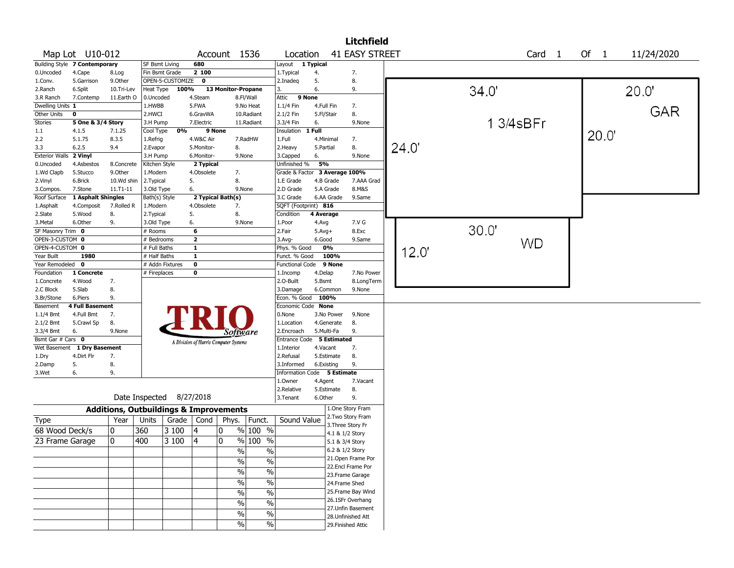# Litchfield

Map Lot U10-012 | Account 1536 | Location 41 EASY STREET | Card 1 Of 1 | 11/24/2020

| | | | | | | | |
|---|---|---|---|---|---|---|---|
| Building Style | **7 Contemporary** | | SF Bsmt Living | **680** | | Layout | **1 Typical** |
| 0.Uncoded | 4.Cape | 8.Log | Fin Bsmt Grade | **2 100** | | 1.Typical | 4. | 7. |
| 1.Conv. | 5.Garrison | 9.Other | OPEN-5-CUSTOMIZE | **0** | | 2.Inadeq | 5. | 8. |
| 2.Ranch | 6.Split | 10.Tri-Lev | Heat Type **100%** | **13 Monitor-Propane** | | 3. | 6. | 9. |
| 3.R Ranch | 7.Contemp | 11.Earth O | 0.Uncoded | 4.Steam | 8.Fl/Wall | Attic | **9 None** |
| Dwelling Units | **1** | | 1.HWBB | 5.FWA | 9.No Heat | 1.1/4 Fin | 4.Full Fin | 7. |
| Other Units | **0** | | 2.HWCI | 6.GravWA | 10.Radiant | 2.1/2 Fin | 5.Fl/Stair | 8. |
| Stories | **5 One & 3/4 Story** | | 3.H Pump | 7.Electric | 11.Radiant | 3.3/4 Fin | 6. | 9.None |
| 1.1 | 4.1.5 | 7.1.25 | Cool Type **0%** | **9 None** | | Insulation | **1 Full** |
| 2.2 | 5.1.75 | 8.3.5 | 1.Refrig | 4.W&C Air | 7.RadHW | 1.Full | 4.Minimal | 7. |
| 3.3 | 6.2.5 | 9.4 | 2.Evapor | 5.Monitor- | 8. | 2.Heavy | 5.Partial | 8. |
| Exterior Walls | **2 Vinyl** | | 3.H Pump | 6.Monitor- | 9.None | 3.Capped | 6. | 9.None |
| 0.Uncoded | 4.Asbestos | 8.Concrete | Kitchen Style | **2 Typical** | | Unfinished % | **5%** |
| 1.Wd Clapb | 5.Stucco | 9.Other | 1.Modern | 4.Obsolete | 7. | Grade & Factor | **3 Average 100%** |
| 2.Vinyl | 6.Brick | 10.Wd shin | 2.Typical | 5. | 8. | 1.E Grade | 4.B Grade | 7.AAA Grad |
| 3.Compos. | 7.Stone | 11.T1-11 | 3.Old Type | 6. | 9.None | 2.D Grade | 5.A Grade | 8.M&S |
| Roof Surface | **1 Asphalt Shingles** | | Bath(s) Style | **2 Typical Bath(s)** | | 3.C Grade | 6.AA Grade | 9.Same |
| 1.Asphalt | 4.Composit | 7.Rolled R | 1.Modern | 4.Obsolete | 7. | SQFT (Footprint) | **816** |
| 2.Slate | 5.Wood | 8. | 2.Typical | 5. | 8. | Condition | **4 Average** |
| 3.Metal | 6.Other | 9. | 3.Old Type | 6. | 9.None | 1.Poor | 4.Avg | 7.V G |
| SF Masonry Trim | **0** | | # Rooms | **6** | | 2.Fair | 5.Avg+ | 8.Exc |
| OPEN-3-CUSTOM | **0** | | # Bedrooms | **2** | | 3.Avg- | 6.Good | 9.Same |
| OPEN-4-CUSTOM | **0** | | # Full Baths | **1** | | Phys. % Good | **0%** |
| Year Built | **1980** | | # Half Baths | **1** | | Funct. % Good | **100%** |
| Year Remodeled | **0** | | # Addn Fixtures | **0** | | Functional Code | **9 None** |
| Foundation | **1 Concrete** | | # Fireplaces | **0** | | 1.Incomp | 4.Delap | 7.No Power |
| 1.Concrete | 4.Wood | 7. | | | | 2.O-Built | 5.Bsmt | 8.LongTerm |
| 2.C Block | 5.Slab | 8. | | | | 3.Damage | 6.Common | 9.None |
| 3.Br/Stone | 6.Piers | 9. | | | | Econ. % Good | **100%** |
| Basement | **4 Full Basement** | | | | | Economic Code | **None** |
| 1.1/4 Bmt | 4.Full Bmt | 7. | | | | 0.None | 3.No Power | 9.None |
| 2.1/2 Bmt | 5.Crawl Sp | 8. | | | | 1.Location | 4.Generate | 8. |
| 3.3/4 Bmt | 6. | 9.None | | | | 2.Encroach | 5.Multi-Fa | 9. |
| Bsmt Gar # Cars | **0** | | | | | Entrance Code | **5 Estimated** |
| Wet Basement | **1 Dry Basement** | | | | | 1.Interior | 4.Vacant | 7. |
| 1.Dry | 4.Dirt Flr | 7. | | | | 2.Refusal | 5.Estimate | 8. |
| 2.Damp | 5. | 8. | | | | 3.Informed | 6.Existing | 9. |
| 3.Wet | 6. | 9. | | | | Information Code | **5 Estimate** |
| | | | | | | 1.Owner | 4.Agent | 7.Vacant |
| | | | | | | 2.Relative | 5.Estimate | 8. |
| | | | | | | 3.Tenant | 6.Other | 9. |

TRIO Software — A Division of Harris Computer Systems

Date Inspected 8/27/2018

## Additions, Outbuildings & Improvements

| Type | Year | Units | Grade | Cond | Phys. | Funct. | Sound Value |
|---|---|---|---|---|---|---|---|
| 68 Wood Deck/s | 0 | 360 | 3 100 | 4 | 0 % | 100 % | |
| 23 Frame Garage | 0 | 400 | 3 100 | 4 | 0 % | 100 % | |
| | | | | | % | % | |
| | | | | | % | % | |
| | | | | | % | % | |
| | | | | | % | % | |
| | | | | | % | % | |
| | | | | | % | % | |
| | | | | | % | % | |

1.One Story Fram
2.Two Story Fram
3.Three Story Fr
4.1 & 1/2 Story
5.1 & 3/4 Story
6.2 & 1/2 Story
21.Open Frame Por
22.Encl Frame Por
23.Frame Garage
24.Frame Shed
25.Frame Bay Wind
26.1SFr Overhang
27.Unfin Basement
28.Unfinished Att
29.Finished Attic

34.0'
20.0'
1 3/4sBFr
GAR
24.0'
20.0'
30.0'
WD
12.0'